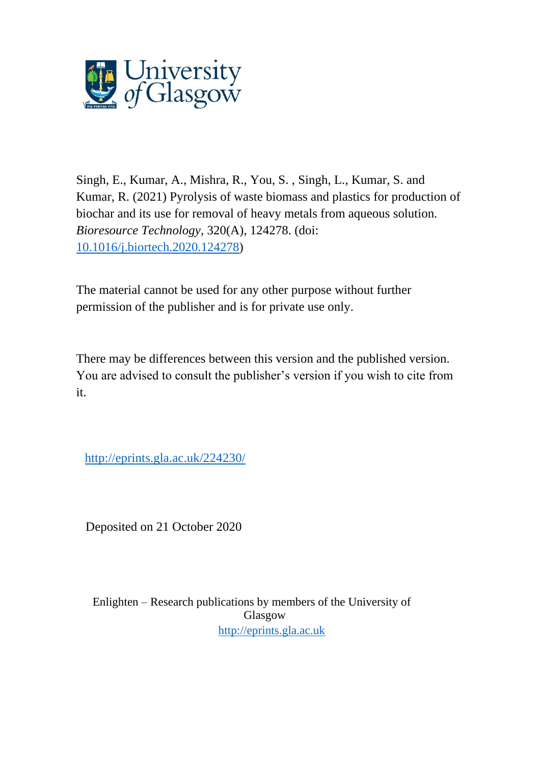University of Glasgow

Singh, E., Kumar, A., Mishra, R., You, S. , Singh, L., Kumar, S. and Kumar, R. (2021) Pyrolysis of waste biomass and plastics for production of biochar and its use for removal of heavy metals from aqueous solution. *Bioresource Technology*, 320(A), 124278. (doi: [10.1016/j.biortech.2020.124278](https://doi.org/10.1016/j.biortech.2020.124278))

The material cannot be used for any other purpose without further permission of the publisher and is for private use only.

There may be differences between this version and the published version. You are advised to consult the publisher's version if you wish to cite from it.

http://eprints.gla.ac.uk/224230/

Deposited on 21 October 2020

Enlighten – Research publications by members of the University of Glasgow
http://eprints.gla.ac.uk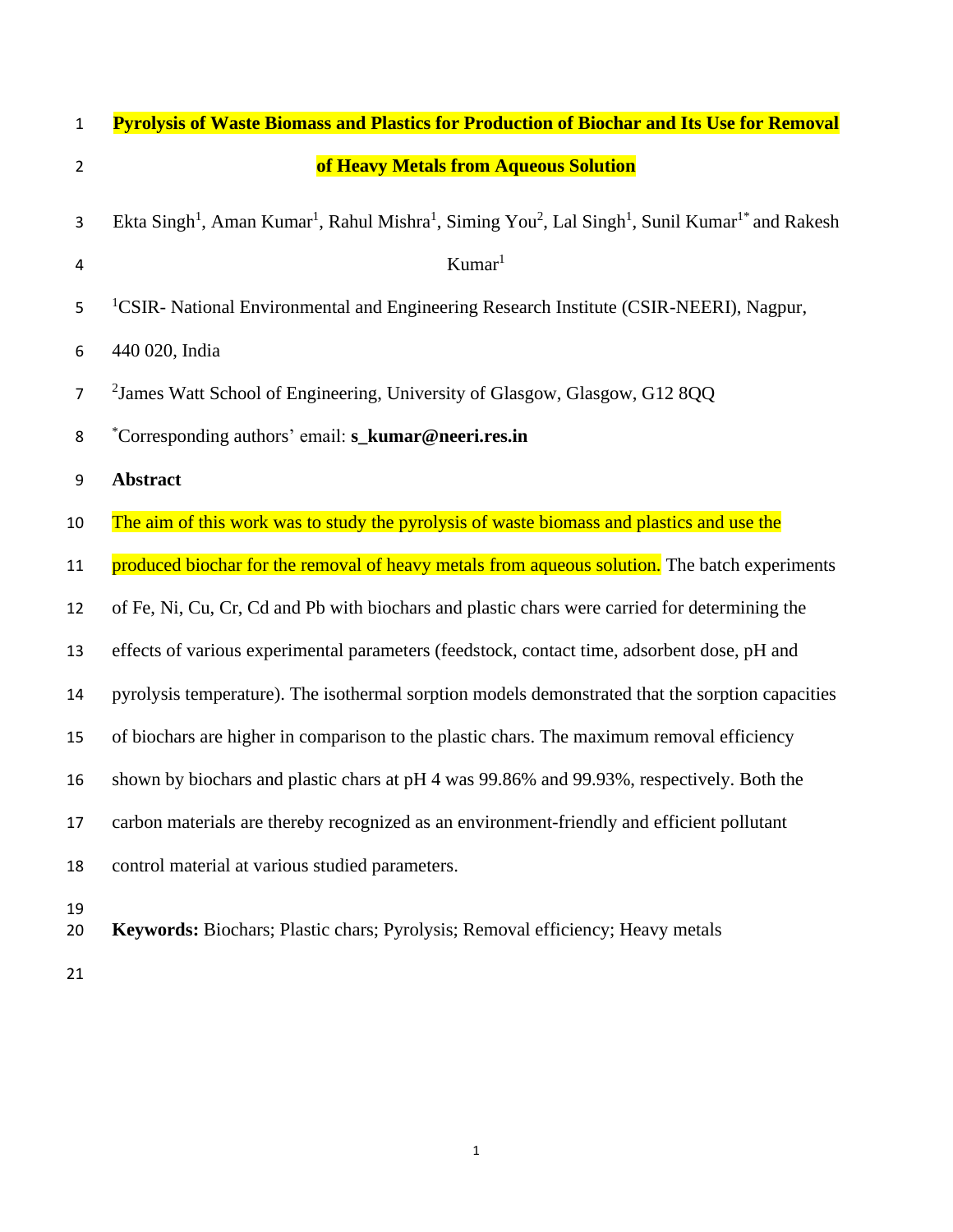# Pyrolysis of Waste Biomass and Plastics for Production of Biochar and Its Use for Removal of Heavy Metals from Aqueous Solution

Ekta Singh[1], Aman Kumar[1], Rahul Mishra[1], Siming You[2], Lal Singh[1], Sunil Kumar[1*] and Rakesh Kumar[1]

[1]CSIR- National Environmental and Engineering Research Institute (CSIR-NEERI), Nagpur, 440 020, India

[2]James Watt School of Engineering, University of Glasgow, Glasgow, G12 8QQ

[*]Corresponding authors' email: **s_kumar@neeri.res.in**

## Abstract

The aim of this work was to study the pyrolysis of waste biomass and plastics and use the produced biochar for the removal of heavy metals from aqueous solution. The batch experiments of Fe, Ni, Cu, Cr, Cd and Pb with biochars and plastic chars were carried for determining the effects of various experimental parameters (feedstock, contact time, adsorbent dose, pH and pyrolysis temperature). The isothermal sorption models demonstrated that the sorption capacities of biochars are higher in comparison to the plastic chars. The maximum removal efficiency shown by biochars and plastic chars at pH 4 was 99.86% and 99.93%, respectively. Both the carbon materials are thereby recognized as an environment-friendly and efficient pollutant control material at various studied parameters.

**Keywords:** Biochars; Plastic chars; Pyrolysis; Removal efficiency; Heavy metals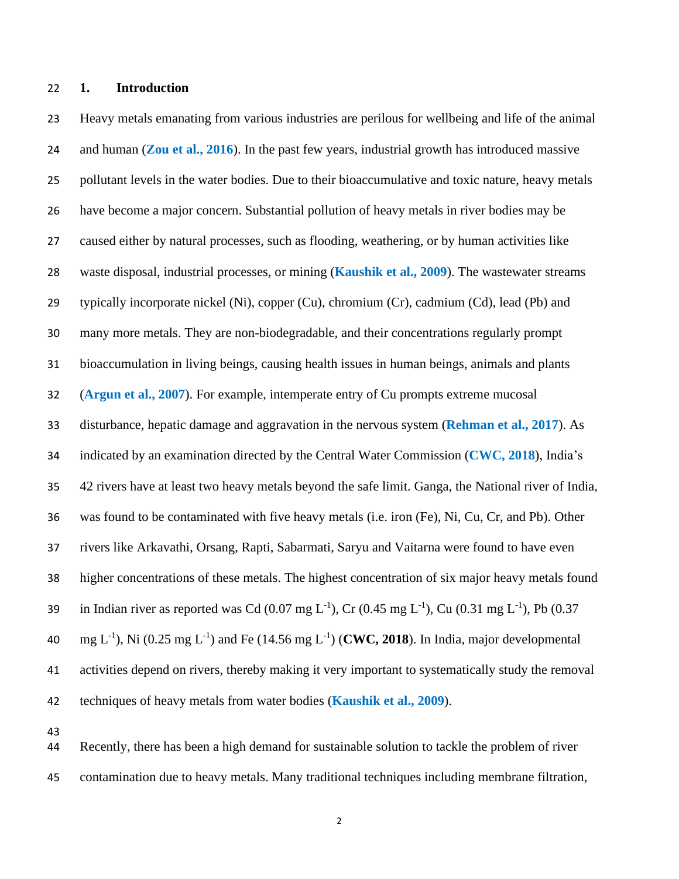## 1. Introduction

Heavy metals emanating from various industries are perilous for wellbeing and life of the animal and human (**Zou et al., 2016**). In the past few years, industrial growth has introduced massive pollutant levels in the water bodies. Due to their bioaccumulative and toxic nature, heavy metals have become a major concern. Substantial pollution of heavy metals in river bodies may be caused either by natural processes, such as flooding, weathering, or by human activities like waste disposal, industrial processes, or mining (**Kaushik et al., 2009**). The wastewater streams typically incorporate nickel (Ni), copper (Cu), chromium (Cr), cadmium (Cd), lead (Pb) and many more metals. They are non-biodegradable, and their concentrations regularly prompt bioaccumulation in living beings, causing health issues in human beings, animals and plants (**Argun et al., 2007**). For example, intemperate entry of Cu prompts extreme mucosal disturbance, hepatic damage and aggravation in the nervous system (**Rehman et al., 2017**). As indicated by an examination directed by the Central Water Commission (**CWC, 2018**), India's 42 rivers have at least two heavy metals beyond the safe limit. Ganga, the National river of India, was found to be contaminated with five heavy metals (i.e. iron (Fe), Ni, Cu, Cr, and Pb). Other rivers like Arkavathi, Orsang, Rapti, Sabarmati, Saryu and Vaitarna were found to have even higher concentrations of these metals. The highest concentration of six major heavy metals found in Indian river as reported was Cd (0.07 mg $L^{-1}$), Cr (0.45 mg $L^{-1}$), Cu (0.31 mg $L^{-1}$), Pb (0.37 mg $L^{-1}$), Ni (0.25 mg $L^{-1}$) and Fe (14.56 mg $L^{-1}$) (**CWC, 2018**). In India, major developmental activities depend on rivers, thereby making it very important to systematically study the removal techniques of heavy metals from water bodies (**Kaushik et al., 2009**).

Recently, there has been a high demand for sustainable solution to tackle the problem of river contamination due to heavy metals. Many traditional techniques including membrane filtration,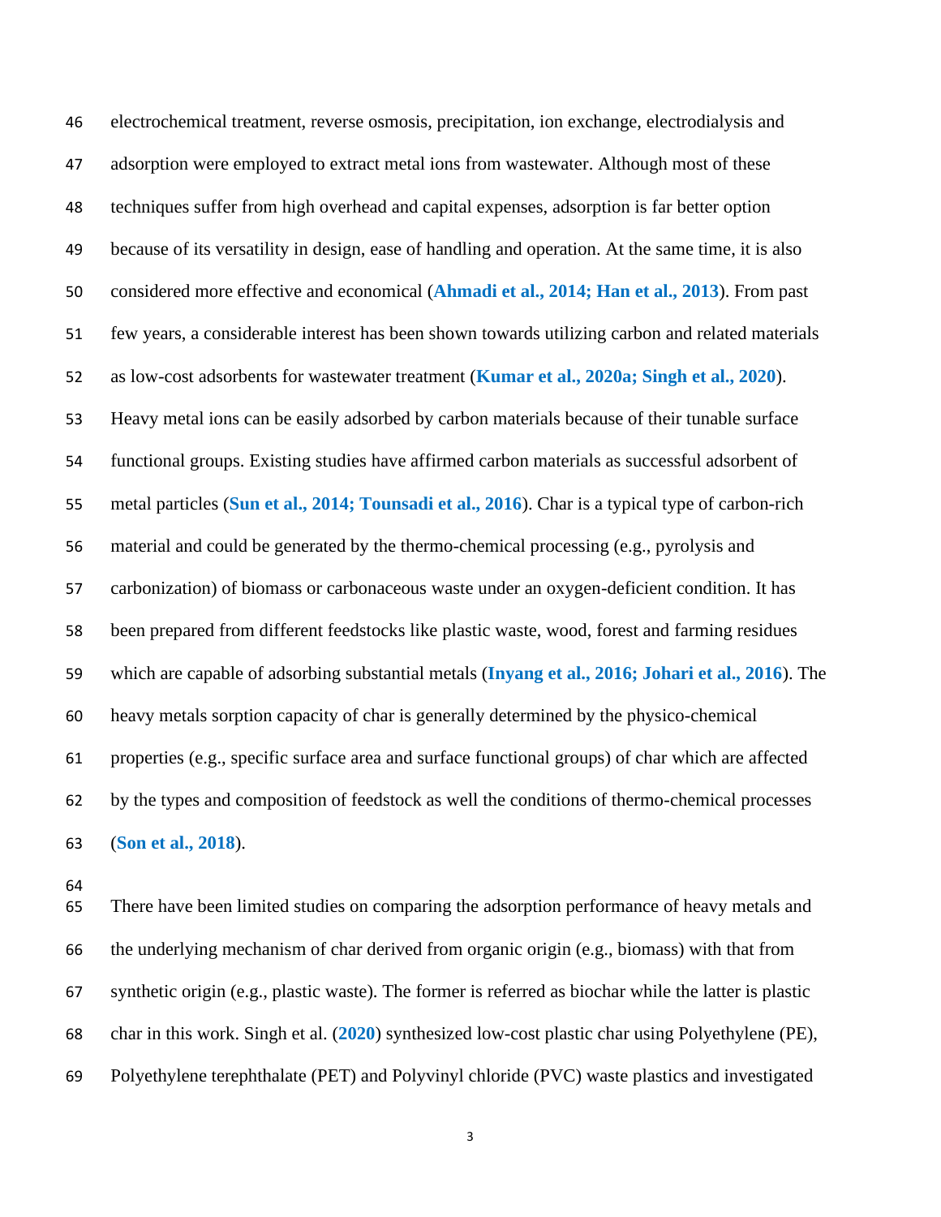electrochemical treatment, reverse osmosis, precipitation, ion exchange, electrodialysis and adsorption were employed to extract metal ions from wastewater. Although most of these techniques suffer from high overhead and capital expenses, adsorption is far better option because of its versatility in design, ease of handling and operation. At the same time, it is also considered more effective and economical (**Ahmadi et al., 2014; Han et al., 2013**). From past few years, a considerable interest has been shown towards utilizing carbon and related materials as low-cost adsorbents for wastewater treatment (**Kumar et al., 2020a; Singh et al., 2020**). Heavy metal ions can be easily adsorbed by carbon materials because of their tunable surface functional groups. Existing studies have affirmed carbon materials as successful adsorbent of metal particles (**Sun et al., 2014; Tounsadi et al., 2016**). Char is a typical type of carbon-rich material and could be generated by the thermo-chemical processing (e.g., pyrolysis and carbonization) of biomass or carbonaceous waste under an oxygen-deficient condition. It has been prepared from different feedstocks like plastic waste, wood, forest and farming residues which are capable of adsorbing substantial metals (**Inyang et al., 2016; Johari et al., 2016**). The heavy metals sorption capacity of char is generally determined by the physico-chemical properties (e.g., specific surface area and surface functional groups) of char which are affected by the types and composition of feedstock as well the conditions of thermo-chemical processes (**Son et al., 2018**).

There have been limited studies on comparing the adsorption performance of heavy metals and the underlying mechanism of char derived from organic origin (e.g., biomass) with that from synthetic origin (e.g., plastic waste). The former is referred as biochar while the latter is plastic char in this work. Singh et al. (**2020**) synthesized low-cost plastic char using Polyethylene (PE), Polyethylene terephthalate (PET) and Polyvinyl chloride (PVC) waste plastics and investigated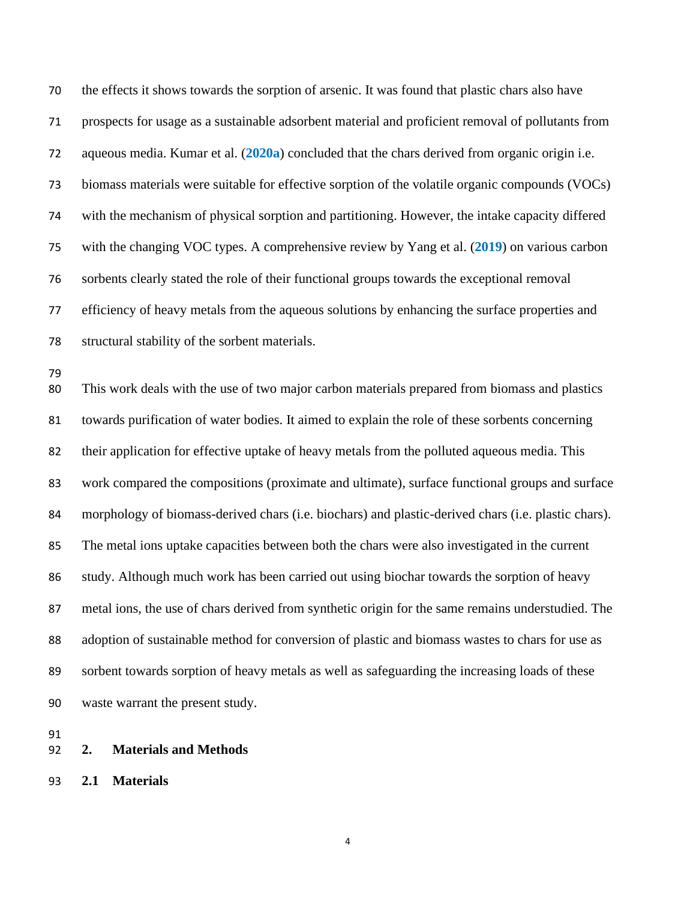the effects it shows towards the sorption of arsenic. It was found that plastic chars also have prospects for usage as a sustainable adsorbent material and proficient removal of pollutants from aqueous media. Kumar et al. (**2020a**) concluded that the chars derived from organic origin i.e. biomass materials were suitable for effective sorption of the volatile organic compounds (VOCs) with the mechanism of physical sorption and partitioning. However, the intake capacity differed with the changing VOC types. A comprehensive review by Yang et al. (**2019**) on various carbon sorbents clearly stated the role of their functional groups towards the exceptional removal efficiency of heavy metals from the aqueous solutions by enhancing the surface properties and structural stability of the sorbent materials.

This work deals with the use of two major carbon materials prepared from biomass and plastics towards purification of water bodies. It aimed to explain the role of these sorbents concerning their application for effective uptake of heavy metals from the polluted aqueous media. This work compared the compositions (proximate and ultimate), surface functional groups and surface morphology of biomass-derived chars (i.e. biochars) and plastic-derived chars (i.e. plastic chars). The metal ions uptake capacities between both the chars were also investigated in the current study. Although much work has been carried out using biochar towards the sorption of heavy metal ions, the use of chars derived from synthetic origin for the same remains understudied. The adoption of sustainable method for conversion of plastic and biomass wastes to chars for use as sorbent towards sorption of heavy metals as well as safeguarding the increasing loads of these waste warrant the present study.

## 2. Materials and Methods

### 2.1 Materials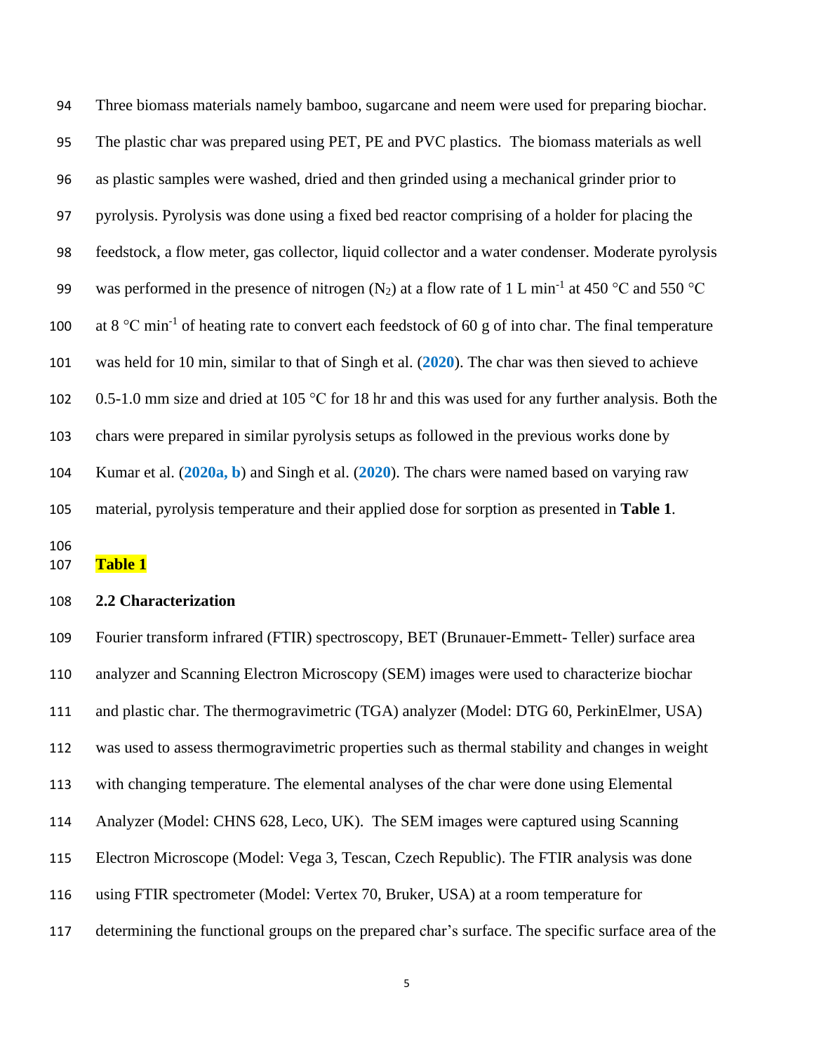Three biomass materials namely bamboo, sugarcane and neem were used for preparing biochar. The plastic char was prepared using PET, PE and PVC plastics. The biomass materials as well as plastic samples were washed, dried and then grinded using a mechanical grinder prior to pyrolysis. Pyrolysis was done using a fixed bed reactor comprising of a holder for placing the feedstock, a flow meter, gas collector, liquid collector and a water condenser. Moderate pyrolysis was performed in the presence of nitrogen ($N_2$) at a flow rate of 1 L $min^{-1}$ at 450 °C and 550 °C at 8 °C $min^{-1}$ of heating rate to convert each feedstock of 60 g of into char. The final temperature was held for 10 min, similar to that of Singh et al. (2020). The char was then sieved to achieve 0.5-1.0 mm size and dried at 105 °C for 18 hr and this was used for any further analysis. Both the chars were prepared in similar pyrolysis setups as followed in the previous works done by Kumar et al. (2020a, b) and Singh et al. (2020). The chars were named based on varying raw material, pyrolysis temperature and their applied dose for sorption as presented in **Table 1**.

**Table 1**

### 2.2 Characterization

Fourier transform infrared (FTIR) spectroscopy, BET (Brunauer-Emmett- Teller) surface area analyzer and Scanning Electron Microscopy (SEM) images were used to characterize biochar and plastic char. The thermogravimetric (TGA) analyzer (Model: DTG 60, PerkinElmer, USA) was used to assess thermogravimetric properties such as thermal stability and changes in weight with changing temperature. The elemental analyses of the char were done using Elemental Analyzer (Model: CHNS 628, Leco, UK). The SEM images were captured using Scanning Electron Microscope (Model: Vega 3, Tescan, Czech Republic). The FTIR analysis was done using FTIR spectrometer (Model: Vertex 70, Bruker, USA) at a room temperature for determining the functional groups on the prepared char's surface. The specific surface area of the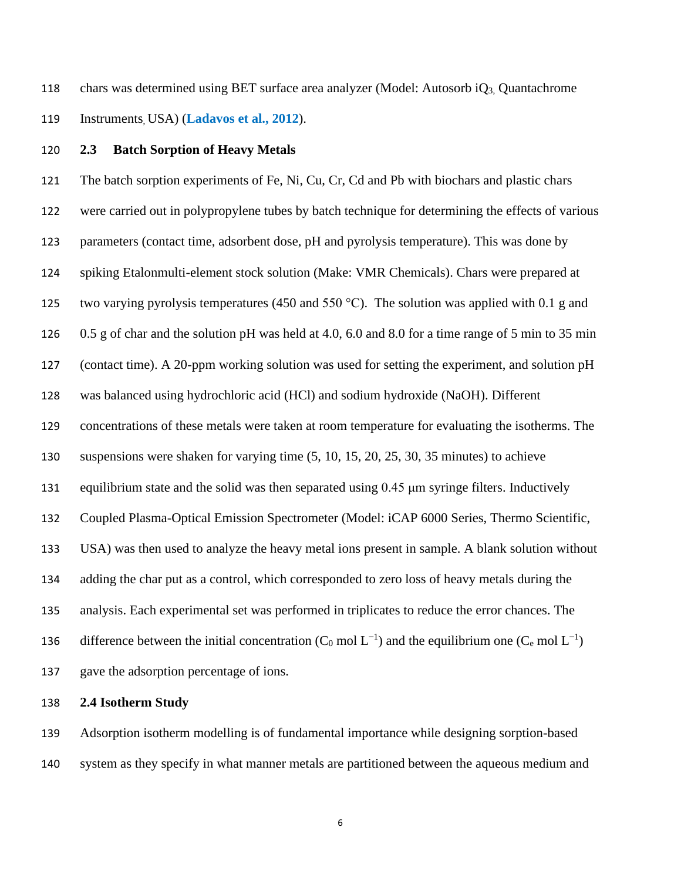chars was determined using BET surface area analyzer (Model: Autosorb $iQ_{3,}$ Quantachrome Instruments, USA) (**Ladavos et al., 2012**).

## 2.3 Batch Sorption of Heavy Metals

The batch sorption experiments of Fe, Ni, Cu, Cr, Cd and Pb with biochars and plastic chars were carried out in polypropylene tubes by batch technique for determining the effects of various parameters (contact time, adsorbent dose, pH and pyrolysis temperature). This was done by spiking Etalonmulti-element stock solution (Make: VMR Chemicals). Chars were prepared at two varying pyrolysis temperatures (450 and 550 °C). The solution was applied with 0.1 g and 0.5 g of char and the solution pH was held at 4.0, 6.0 and 8.0 for a time range of 5 min to 35 min (contact time). A 20-ppm working solution was used for setting the experiment, and solution pH was balanced using hydrochloric acid (HCl) and sodium hydroxide (NaOH). Different concentrations of these metals were taken at room temperature for evaluating the isotherms. The suspensions were shaken for varying time (5, 10, 15, 20, 25, 30, 35 minutes) to achieve equilibrium state and the solid was then separated using 0.45 μm syringe filters. Inductively Coupled Plasma-Optical Emission Spectrometer (Model: iCAP 6000 Series, Thermo Scientific, USA) was then used to analyze the heavy metal ions present in sample. A blank solution without adding the char put as a control, which corresponded to zero loss of heavy metals during the analysis. Each experimental set was performed in triplicates to reduce the error chances. The difference between the initial concentration ($C_0$ mol $L^{-1}$) and the equilibrium one ($C_e$ mol $L^{-1}$) gave the adsorption percentage of ions.

## 2.4 Isotherm Study

Adsorption isotherm modelling is of fundamental importance while designing sorption-based system as they specify in what manner metals are partitioned between the aqueous medium and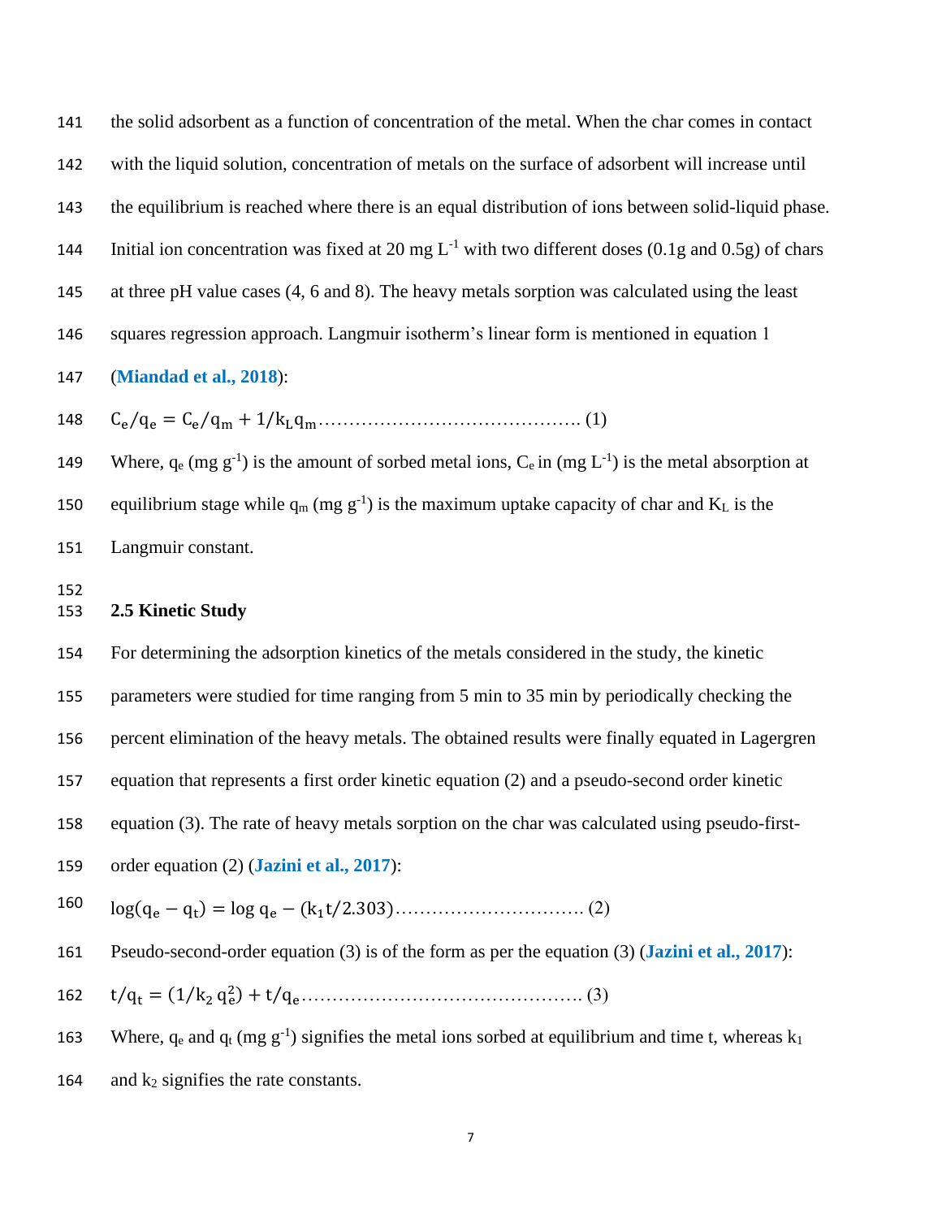the solid adsorbent as a function of concentration of the metal. When the char comes in contact with the liquid solution, concentration of metals on the surface of adsorbent will increase until the equilibrium is reached where there is an equal distribution of ions between solid-liquid phase. Initial ion concentration was fixed at 20 mg $L^{-1}$ with two different doses (0.1g and 0.5g) of chars at three pH value cases (4, 6 and 8). The heavy metals sorption was calculated using the least squares regression approach. Langmuir isotherm's linear form is mentioned in equation 1 (**Miandad et al., 2018**):

$$C_e/q_e = C_e/q_m + 1/k_L q_m \quad (1)$$

Where, $q_e$ (mg $g^{-1}$) is the amount of sorbed metal ions, $C_e$ in (mg $L^{-1}$) is the metal absorption at equilibrium stage while $q_m$ (mg $g^{-1}$) is the maximum uptake capacity of char and $K_L$ is the Langmuir constant.

### 2.5 Kinetic Study

For determining the adsorption kinetics of the metals considered in the study, the kinetic parameters were studied for time ranging from 5 min to 35 min by periodically checking the percent elimination of the heavy metals. The obtained results were finally equated in Lagergren equation that represents a first order kinetic equation (2) and a pseudo-second order kinetic equation (3). The rate of heavy metals sorption on the char was calculated using pseudo-first-order equation (2) (**Jazini et al., 2017**):

$$\log(q_e - q_t) = \log q_e - (k_1 t/2.303) \quad (2)$$

Pseudo-second-order equation (3) is of the form as per the equation (3) (**Jazini et al., 2017**):

$$t/q_t = (1/k_2\, q_e^2) + t/q_e \quad (3)$$

Where, $q_e$ and $q_t$ (mg $g^{-1}$) signifies the metal ions sorbed at equilibrium and time t, whereas $k_1$ and $k_2$ signifies the rate constants.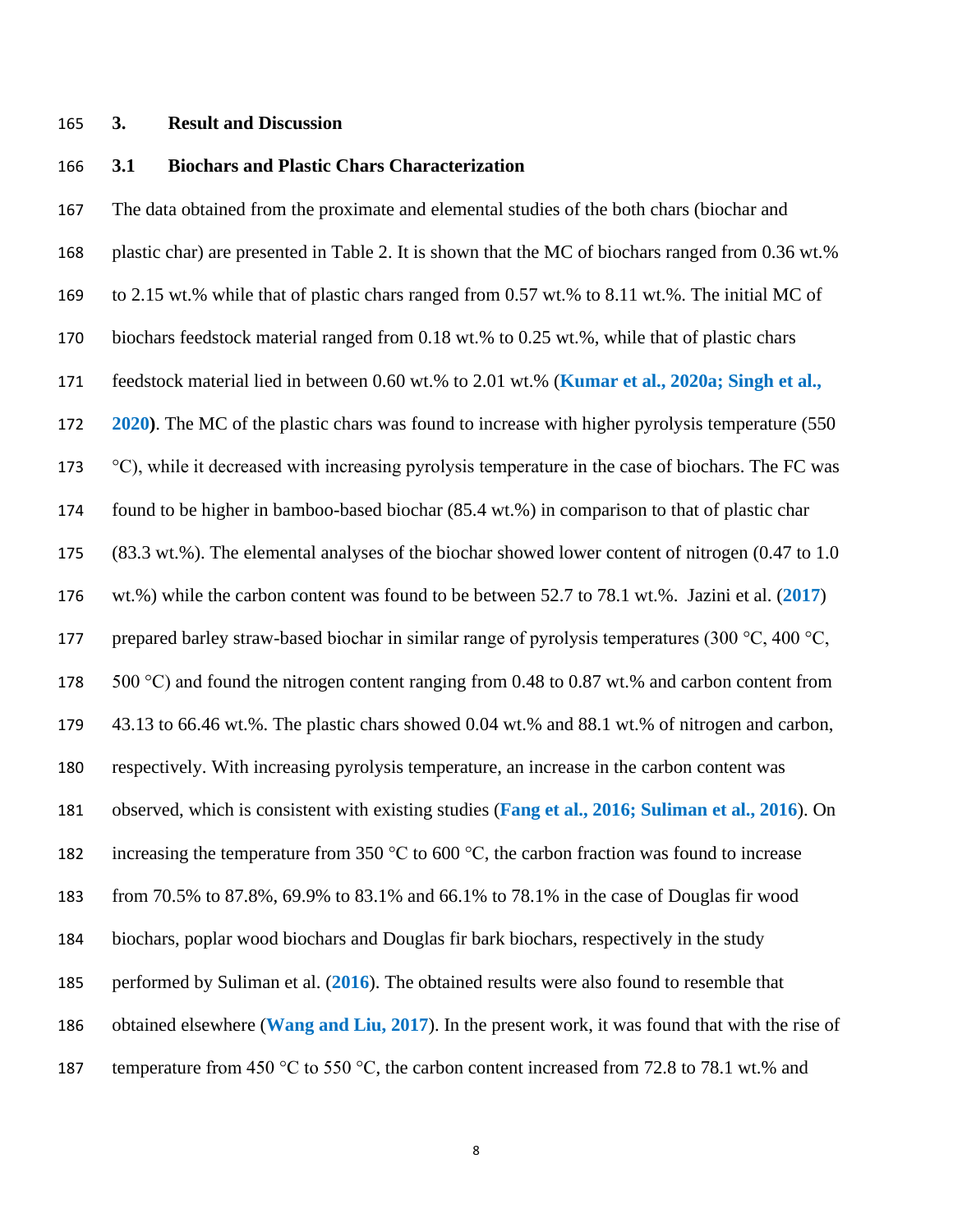# 3. Result and Discussion

## 3.1 Biochars and Plastic Chars Characterization

The data obtained from the proximate and elemental studies of the both chars (biochar and plastic char) are presented in Table 2. It is shown that the MC of biochars ranged from 0.36 wt.% to 2.15 wt.% while that of plastic chars ranged from 0.57 wt.% to 8.11 wt.%. The initial MC of biochars feedstock material ranged from 0.18 wt.% to 0.25 wt.%, while that of plastic chars feedstock material lied in between 0.60 wt.% to 2.01 wt.% (**Kumar et al., 2020a; Singh et al., 2020**). The MC of the plastic chars was found to increase with higher pyrolysis temperature (550 °C), while it decreased with increasing pyrolysis temperature in the case of biochars. The FC was found to be higher in bamboo-based biochar (85.4 wt.%) in comparison to that of plastic char (83.3 wt.%). The elemental analyses of the biochar showed lower content of nitrogen (0.47 to 1.0 wt.%) while the carbon content was found to be between 52.7 to 78.1 wt.%. Jazini et al. (**2017**) prepared barley straw-based biochar in similar range of pyrolysis temperatures (300 °C, 400 °C, 500 °C) and found the nitrogen content ranging from 0.48 to 0.87 wt.% and carbon content from 43.13 to 66.46 wt.%. The plastic chars showed 0.04 wt.% and 88.1 wt.% of nitrogen and carbon, respectively. With increasing pyrolysis temperature, an increase in the carbon content was observed, which is consistent with existing studies (**Fang et al., 2016; Suliman et al., 2016**). On increasing the temperature from 350 °C to 600 °C, the carbon fraction was found to increase from 70.5% to 87.8%, 69.9% to 83.1% and 66.1% to 78.1% in the case of Douglas fir wood biochars, poplar wood biochars and Douglas fir bark biochars, respectively in the study performed by Suliman et al. (**2016**). The obtained results were also found to resemble that obtained elsewhere (**Wang and Liu, 2017**). In the present work, it was found that with the rise of temperature from 450 °C to 550 °C, the carbon content increased from 72.8 to 78.1 wt.% and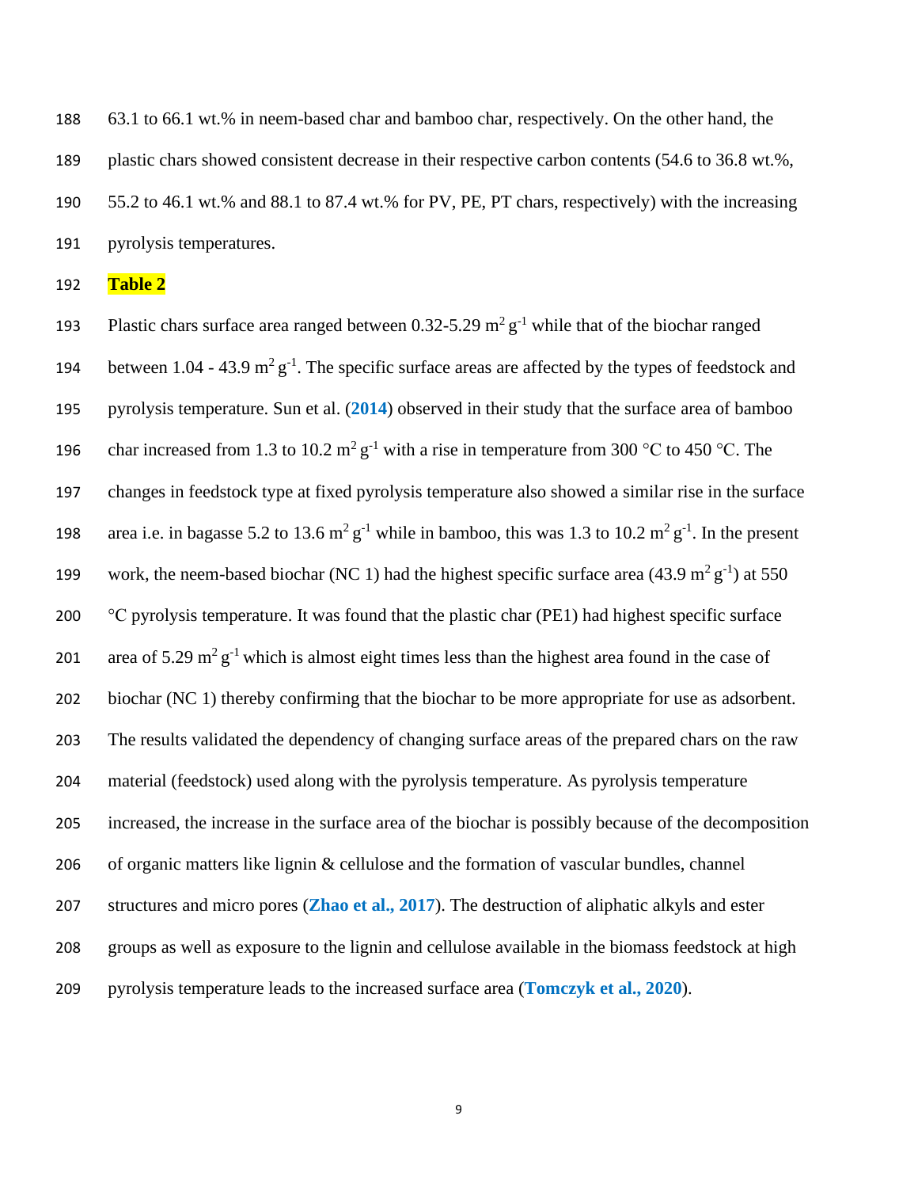63.1 to 66.1 wt.% in neem-based char and bamboo char, respectively. On the other hand, the plastic chars showed consistent decrease in their respective carbon contents (54.6 to 36.8 wt.%, 55.2 to 46.1 wt.% and 88.1 to 87.4 wt.% for PV, PE, PT chars, respectively) with the increasing pyrolysis temperatures.

**Table 2**

Plastic chars surface area ranged between 0.32-5.29 $m^2 g^{-1}$ while that of the biochar ranged between 1.04 - 43.9 $m^2 g^{-1}$. The specific surface areas are affected by the types of feedstock and pyrolysis temperature. Sun et al. (**2014**) observed in their study that the surface area of bamboo char increased from 1.3 to 10.2 $m^2 g^{-1}$ with a rise in temperature from 300 °C to 450 °C. The changes in feedstock type at fixed pyrolysis temperature also showed a similar rise in the surface area i.e. in bagasse 5.2 to 13.6 $m^2 g^{-1}$ while in bamboo, this was 1.3 to 10.2 $m^2 g^{-1}$. In the present work, the neem-based biochar (NC 1) had the highest specific surface area (43.9 $m^2 g^{-1}$) at 550 °C pyrolysis temperature. It was found that the plastic char (PE1) had highest specific surface area of 5.29 $m^2 g^{-1}$ which is almost eight times less than the highest area found in the case of biochar (NC 1) thereby confirming that the biochar to be more appropriate for use as adsorbent. The results validated the dependency of changing surface areas of the prepared chars on the raw material (feedstock) used along with the pyrolysis temperature. As pyrolysis temperature increased, the increase in the surface area of the biochar is possibly because of the decomposition of organic matters like lignin & cellulose and the formation of vascular bundles, channel structures and micro pores (**Zhao et al., 2017**). The destruction of aliphatic alkyls and ester groups as well as exposure to the lignin and cellulose available in the biomass feedstock at high pyrolysis temperature leads to the increased surface area (**Tomczyk et al., 2020**).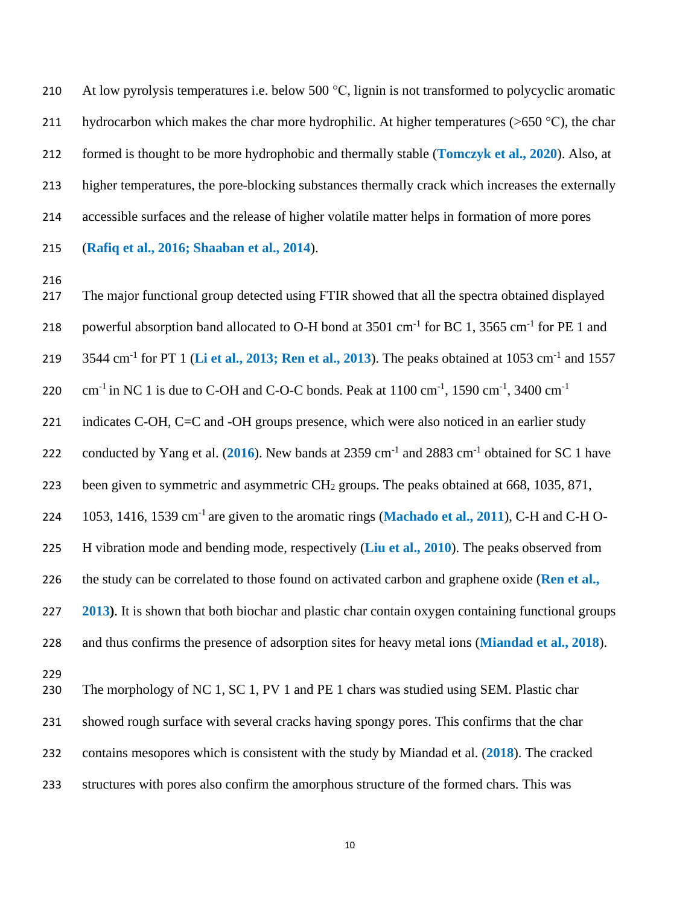At low pyrolysis temperatures i.e. below 500 °C, lignin is not transformed to polycyclic aromatic hydrocarbon which makes the char more hydrophilic. At higher temperatures (>650 °C), the char formed is thought to be more hydrophobic and thermally stable (**Tomczyk et al., 2020**). Also, at higher temperatures, the pore-blocking substances thermally crack which increases the externally accessible surfaces and the release of higher volatile matter helps in formation of more pores (**Rafiq et al., 2016; Shaaban et al., 2014**).

The major functional group detected using FTIR showed that all the spectra obtained displayed powerful absorption band allocated to O-H bond at 3501 $cm^{-1}$ for BC 1, 3565 $cm^{-1}$ for PE 1 and 3544 $cm^{-1}$ for PT 1 (**Li et al., 2013; Ren et al., 2013**). The peaks obtained at 1053 $cm^{-1}$ and 1557 $cm^{-1}$ in NC 1 is due to C-OH and C-O-C bonds. Peak at 1100 $cm^{-1}$, 1590 $cm^{-1}$, 3400 $cm^{-1}$ indicates C-OH, C=C and -OH groups presence, which were also noticed in an earlier study conducted by Yang et al. (**2016**). New bands at 2359 $cm^{-1}$ and 2883 $cm^{-1}$ obtained for SC 1 have been given to symmetric and asymmetric $CH_2$ groups. The peaks obtained at 668, 1035, 871, 1053, 1416, 1539 $cm^{-1}$ are given to the aromatic rings (**Machado et al., 2011**), C-H and C-H O-H vibration mode and bending mode, respectively (**Liu et al., 2010**). The peaks observed from the study can be correlated to those found on activated carbon and graphene oxide (**Ren et al., 2013)**. It is shown that both biochar and plastic char contain oxygen containing functional groups and thus confirms the presence of adsorption sites for heavy metal ions (**Miandad et al., 2018**).

The morphology of NC 1, SC 1, PV 1 and PE 1 chars was studied using SEM. Plastic char showed rough surface with several cracks having spongy pores. This confirms that the char contains mesopores which is consistent with the study by Miandad et al. (**2018**). The cracked structures with pores also confirm the amorphous structure of the formed chars. This was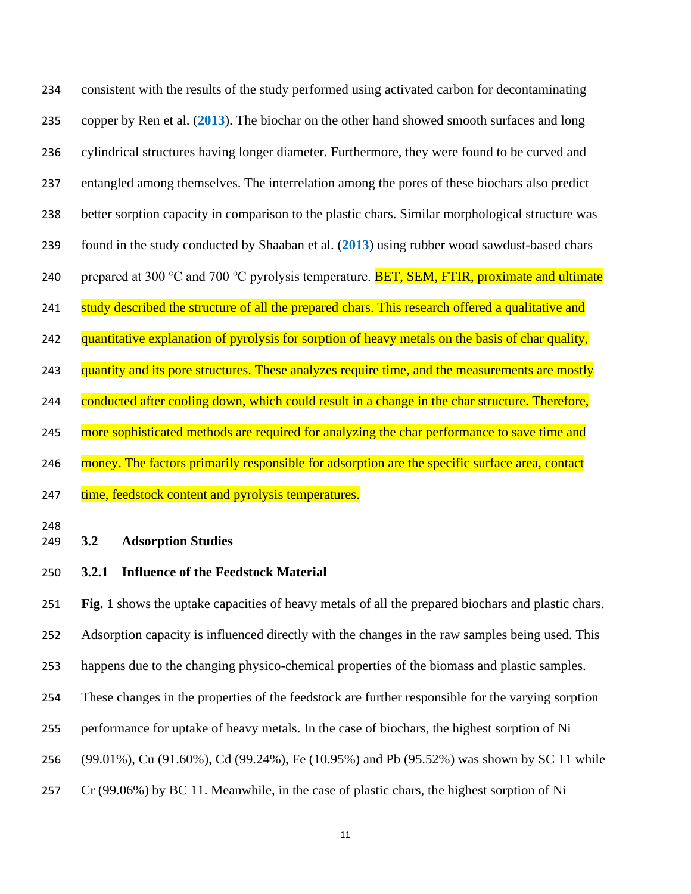consistent with the results of the study performed using activated carbon for decontaminating copper by Ren et al. (**2013**). The biochar on the other hand showed smooth surfaces and long cylindrical structures having longer diameter. Furthermore, they were found to be curved and entangled among themselves. The interrelation among the pores of these biochars also predict better sorption capacity in comparison to the plastic chars. Similar morphological structure was found in the study conducted by Shaaban et al. (**2013**) using rubber wood sawdust-based chars prepared at 300 ℃ and 700 ℃ pyrolysis temperature. BET, SEM, FTIR, proximate and ultimate study described the structure of all the prepared chars. This research offered a qualitative and quantitative explanation of pyrolysis for sorption of heavy metals on the basis of char quality, quantity and its pore structures. These analyzes require time, and the measurements are mostly conducted after cooling down, which could result in a change in the char structure. Therefore, more sophisticated methods are required for analyzing the char performance to save time and money. The factors primarily responsible for adsorption are the specific surface area, contact time, feedstock content and pyrolysis temperatures.

## 3.2 Adsorption Studies

### 3.2.1 Influence of the Feedstock Material

**Fig. 1** shows the uptake capacities of heavy metals of all the prepared biochars and plastic chars. Adsorption capacity is influenced directly with the changes in the raw samples being used. This happens due to the changing physico-chemical properties of the biomass and plastic samples. These changes in the properties of the feedstock are further responsible for the varying sorption performance for uptake of heavy metals. In the case of biochars, the highest sorption of Ni (99.01%), Cu (91.60%), Cd (99.24%), Fe (10.95%) and Pb (95.52%) was shown by SC 11 while Cr (99.06%) by BC 11. Meanwhile, in the case of plastic chars, the highest sorption of Ni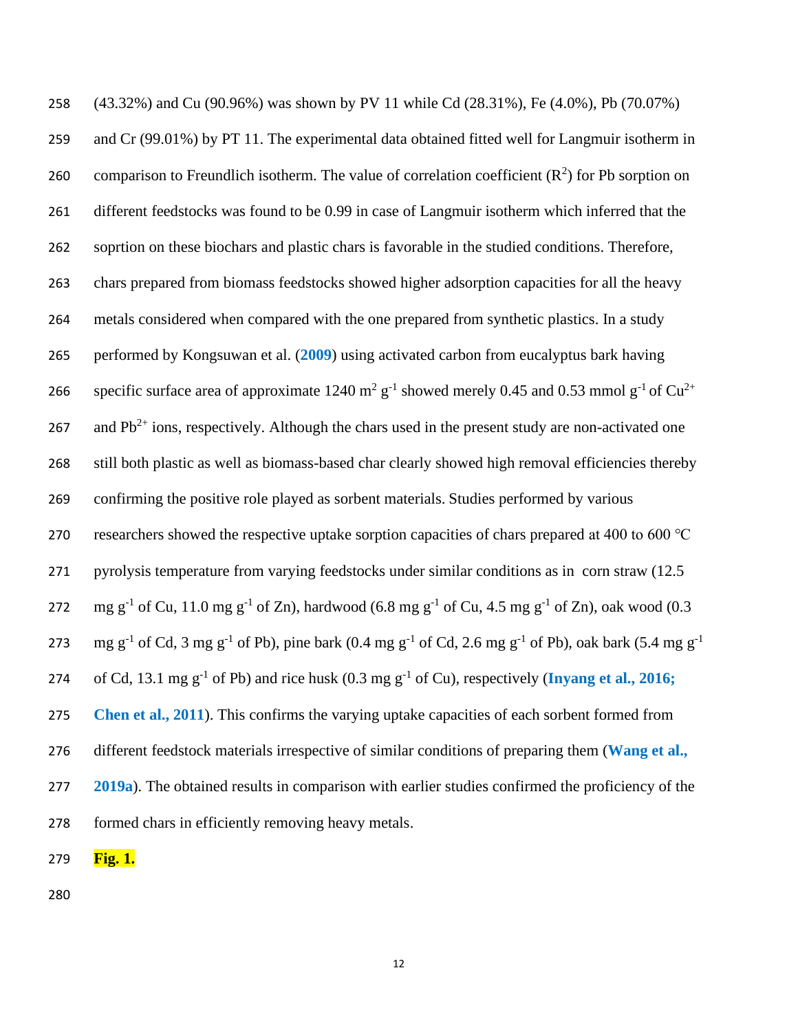(43.32%) and Cu (90.96%) was shown by PV 11 while Cd (28.31%), Fe (4.0%), Pb (70.07%) and Cr (99.01%) by PT 11. The experimental data obtained fitted well for Langmuir isotherm in comparison to Freundlich isotherm. The value of correlation coefficient ($R^2$) for Pb sorption on different feedstocks was found to be 0.99 in case of Langmuir isotherm which inferred that the soprtion on these biochars and plastic chars is favorable in the studied conditions. Therefore, chars prepared from biomass feedstocks showed higher adsorption capacities for all the heavy metals considered when compared with the one prepared from synthetic plastics. In a study performed by Kongsuwan et al. (**2009**) using activated carbon from eucalyptus bark having specific surface area of approximate 1240 $m^2\ g^{-1}$ showed merely 0.45 and 0.53 mmol $g^{-1}$ of $Cu^{2+}$ and $Pb^{2+}$ ions, respectively. Although the chars used in the present study are non-activated one still both plastic as well as biomass-based char clearly showed high removal efficiencies thereby confirming the positive role played as sorbent materials. Studies performed by various researchers showed the respective uptake sorption capacities of chars prepared at 400 to 600 °C pyrolysis temperature from varying feedstocks under similar conditions as in corn straw (12.5 mg $g^{-1}$ of Cu, 11.0 mg $g^{-1}$ of Zn), hardwood (6.8 mg $g^{-1}$ of Cu, 4.5 mg $g^{-1}$ of Zn), oak wood (0.3 mg $g^{-1}$ of Cd, 3 mg $g^{-1}$ of Pb), pine bark (0.4 mg $g^{-1}$ of Cd, 2.6 mg $g^{-1}$ of Pb), oak bark (5.4 mg $g^{-1}$ of Cd, 13.1 mg $g^{-1}$ of Pb) and rice husk (0.3 mg $g^{-1}$ of Cu), respectively (**Inyang et al., 2016; Chen et al., 2011**). This confirms the varying uptake capacities of each sorbent formed from different feedstock materials irrespective of similar conditions of preparing them (**Wang et al., 2019a**). The obtained results in comparison with earlier studies confirmed the proficiency of the formed chars in efficiently removing heavy metals.

**Fig. 1.**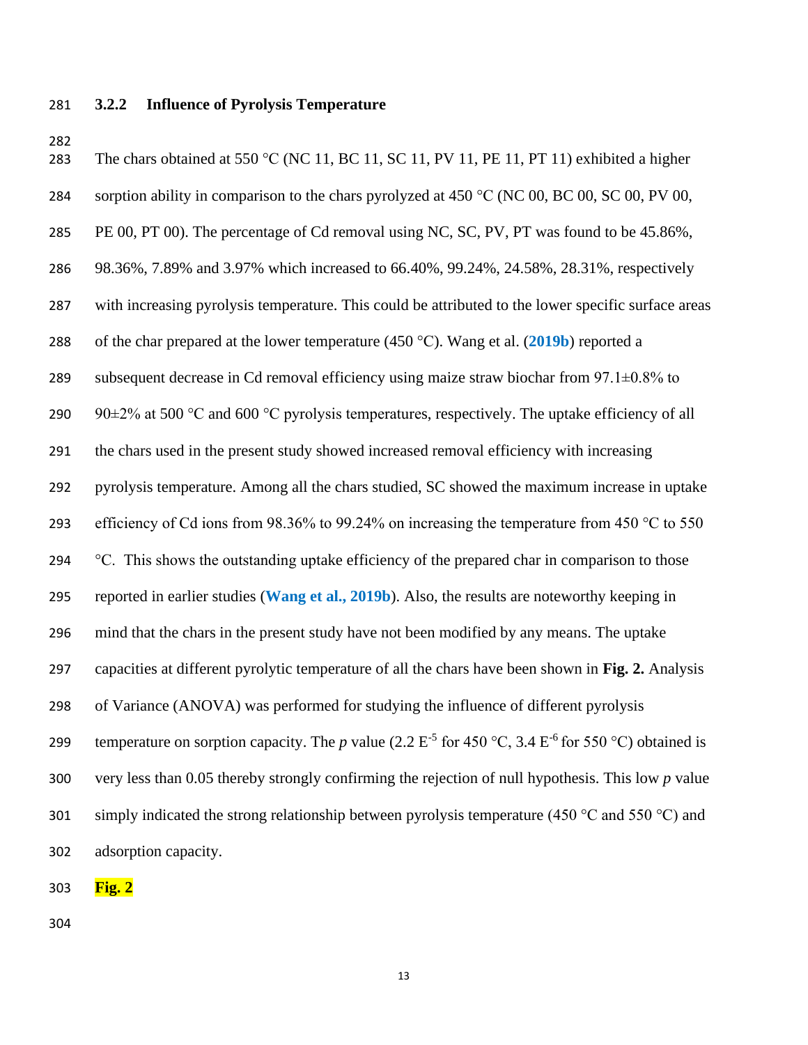### 3.2.2 Influence of Pyrolysis Temperature

The chars obtained at 550 °C (NC 11, BC 11, SC 11, PV 11, PE 11, PT 11) exhibited a higher sorption ability in comparison to the chars pyrolyzed at 450 °C (NC 00, BC 00, SC 00, PV 00, PE 00, PT 00). The percentage of Cd removal using NC, SC, PV, PT was found to be 45.86%, 98.36%, 7.89% and 3.97% which increased to 66.40%, 99.24%, 24.58%, 28.31%, respectively with increasing pyrolysis temperature. This could be attributed to the lower specific surface areas of the char prepared at the lower temperature (450 °C). Wang et al. (**2019b**) reported a subsequent decrease in Cd removal efficiency using maize straw biochar from 97.1±0.8% to 90±2% at 500 °C and 600 °C pyrolysis temperatures, respectively. The uptake efficiency of all the chars used in the present study showed increased removal efficiency with increasing pyrolysis temperature. Among all the chars studied, SC showed the maximum increase in uptake efficiency of Cd ions from 98.36% to 99.24% on increasing the temperature from 450 °C to 550 °C. This shows the outstanding uptake efficiency of the prepared char in comparison to those reported in earlier studies (**Wang et al., 2019b**). Also, the results are noteworthy keeping in mind that the chars in the present study have not been modified by any means. The uptake capacities at different pyrolytic temperature of all the chars have been shown in **Fig. 2.** Analysis of Variance (ANOVA) was performed for studying the influence of different pyrolysis temperature on sorption capacity. The *p* value ($2.2\ E^{-5}$ for 450 °C, $3.4\ E^{-6}$ for 550 °C) obtained is very less than 0.05 thereby strongly confirming the rejection of null hypothesis. This low *p* value simply indicated the strong relationship between pyrolysis temperature (450 °C and 550 °C) and adsorption capacity.

**Fig. 2**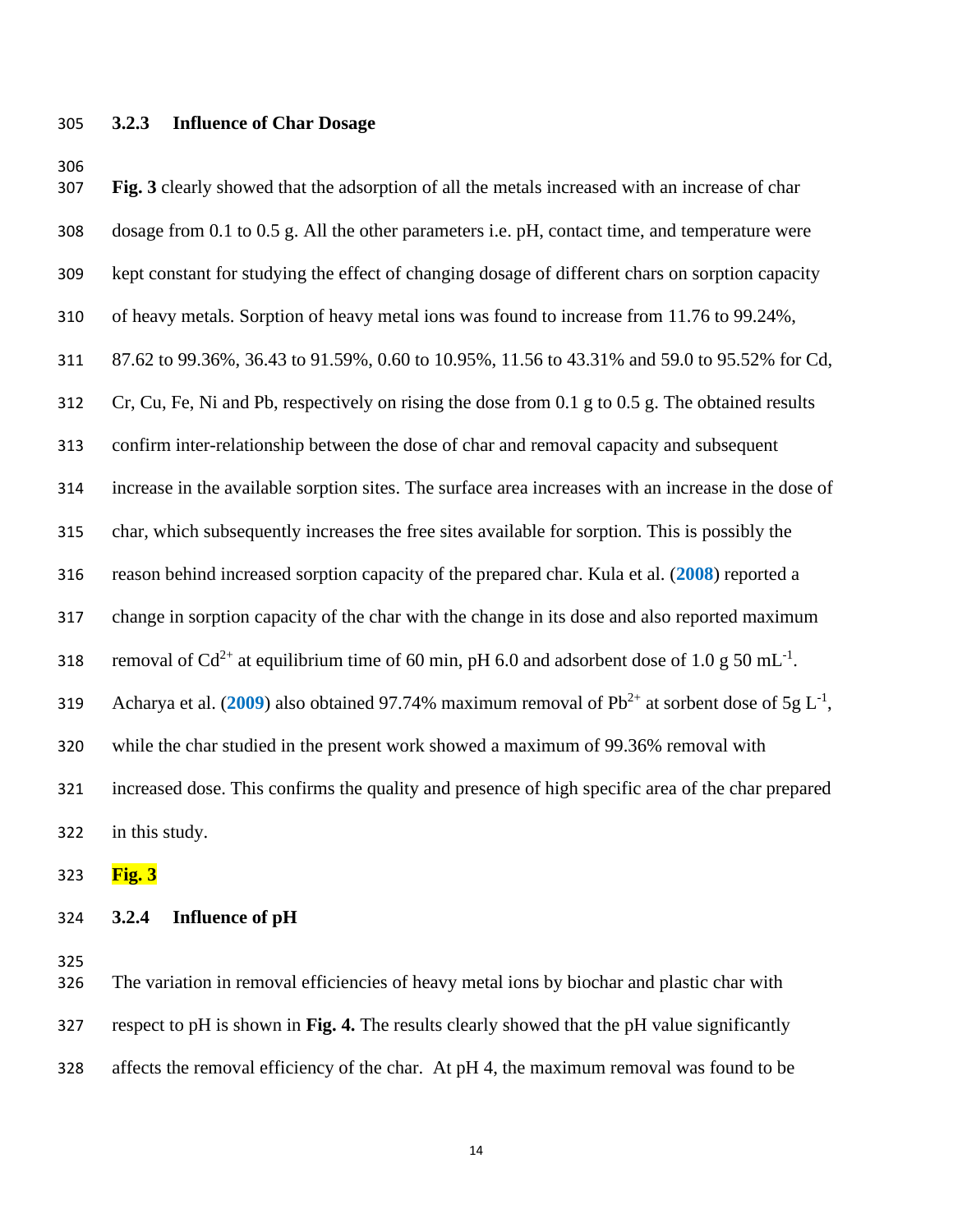### 3.2.3 Influence of Char Dosage

**Fig. 3** clearly showed that the adsorption of all the metals increased with an increase of char dosage from 0.1 to 0.5 g. All the other parameters i.e. pH, contact time, and temperature were kept constant for studying the effect of changing dosage of different chars on sorption capacity of heavy metals. Sorption of heavy metal ions was found to increase from 11.76 to 99.24%, 87.62 to 99.36%, 36.43 to 91.59%, 0.60 to 10.95%, 11.56 to 43.31% and 59.0 to 95.52% for Cd, Cr, Cu, Fe, Ni and Pb, respectively on rising the dose from 0.1 g to 0.5 g. The obtained results confirm inter-relationship between the dose of char and removal capacity and subsequent increase in the available sorption sites. The surface area increases with an increase in the dose of char, which subsequently increases the free sites available for sorption. This is possibly the reason behind increased sorption capacity of the prepared char. Kula et al. (2008) reported a change in sorption capacity of the char with the change in its dose and also reported maximum removal of $Cd^{2+}$ at equilibrium time of 60 min, pH 6.0 and adsorbent dose of 1.0 g 50 $mL^{-1}$. Acharya et al. (2009) also obtained 97.74% maximum removal of $Pb^{2+}$ at sorbent dose of 5g $L^{-1}$, while the char studied in the present work showed a maximum of 99.36% removal with increased dose. This confirms the quality and presence of high specific area of the char prepared in this study.

**Fig. 3**

### 3.2.4 Influence of pH

The variation in removal efficiencies of heavy metal ions by biochar and plastic char with respect to pH is shown in **Fig. 4.** The results clearly showed that the pH value significantly affects the removal efficiency of the char. At pH 4, the maximum removal was found to be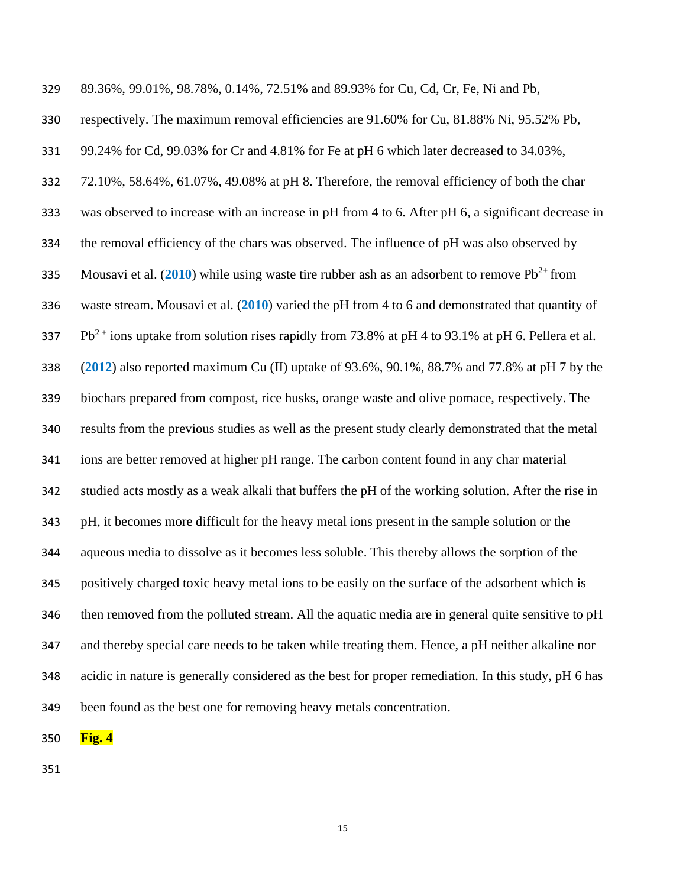89.36%, 99.01%, 98.78%, 0.14%, 72.51% and 89.93% for Cu, Cd, Cr, Fe, Ni and Pb, respectively. The maximum removal efficiencies are 91.60% for Cu, 81.88% Ni, 95.52% Pb, 99.24% for Cd, 99.03% for Cr and 4.81% for Fe at pH 6 which later decreased to 34.03%, 72.10%, 58.64%, 61.07%, 49.08% at pH 8. Therefore, the removal efficiency of both the char was observed to increase with an increase in pH from 4 to 6. After pH 6, a significant decrease in the removal efficiency of the chars was observed. The influence of pH was also observed by Mousavi et al. (**2010**) while using waste tire rubber ash as an adsorbent to remove $Pb^{2+}$ from waste stream. Mousavi et al. (**2010**) varied the pH from 4 to 6 and demonstrated that quantity of $Pb^{2+}$ ions uptake from solution rises rapidly from 73.8% at pH 4 to 93.1% at pH 6. Pellera et al. (**2012**) also reported maximum Cu (II) uptake of 93.6%, 90.1%, 88.7% and 77.8% at pH 7 by the biochars prepared from compost, rice husks, orange waste and olive pomace, respectively. The results from the previous studies as well as the present study clearly demonstrated that the metal ions are better removed at higher pH range. The carbon content found in any char material studied acts mostly as a weak alkali that buffers the pH of the working solution. After the rise in pH, it becomes more difficult for the heavy metal ions present in the sample solution or the aqueous media to dissolve as it becomes less soluble. This thereby allows the sorption of the positively charged toxic heavy metal ions to be easily on the surface of the adsorbent which is then removed from the polluted stream. All the aquatic media are in general quite sensitive to pH and thereby special care needs to be taken while treating them. Hence, a pH neither alkaline nor acidic in nature is generally considered as the best for proper remediation. In this study, pH 6 has been found as the best one for removing heavy metals concentration.

**Fig. 4**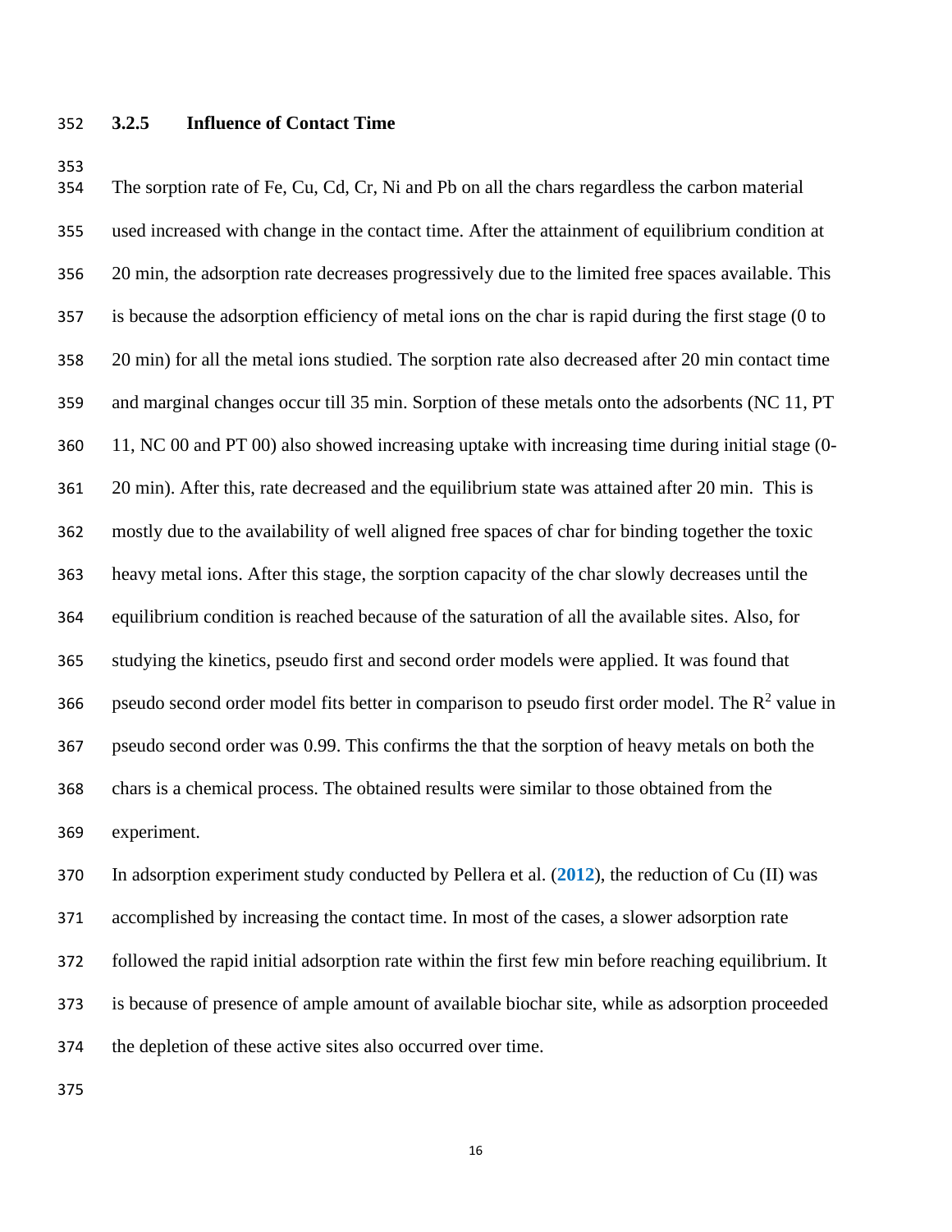### 3.2.5 Influence of Contact Time

The sorption rate of Fe, Cu, Cd, Cr, Ni and Pb on all the chars regardless the carbon material used increased with change in the contact time. After the attainment of equilibrium condition at 20 min, the adsorption rate decreases progressively due to the limited free spaces available. This is because the adsorption efficiency of metal ions on the char is rapid during the first stage (0 to 20 min) for all the metal ions studied. The sorption rate also decreased after 20 min contact time and marginal changes occur till 35 min. Sorption of these metals onto the adsorbents (NC 11, PT 11, NC 00 and PT 00) also showed increasing uptake with increasing time during initial stage (0-20 min). After this, rate decreased and the equilibrium state was attained after 20 min. This is mostly due to the availability of well aligned free spaces of char for binding together the toxic heavy metal ions. After this stage, the sorption capacity of the char slowly decreases until the equilibrium condition is reached because of the saturation of all the available sites. Also, for studying the kinetics, pseudo first and second order models were applied. It was found that pseudo second order model fits better in comparison to pseudo first order model. The $R^2$ value in pseudo second order was 0.99. This confirms the that the sorption of heavy metals on both the chars is a chemical process. The obtained results were similar to those obtained from the experiment.

In adsorption experiment study conducted by Pellera et al. (2012), the reduction of Cu (II) was accomplished by increasing the contact time. In most of the cases, a slower adsorption rate followed the rapid initial adsorption rate within the first few min before reaching equilibrium. It is because of presence of ample amount of available biochar site, while as adsorption proceeded the depletion of these active sites also occurred over time.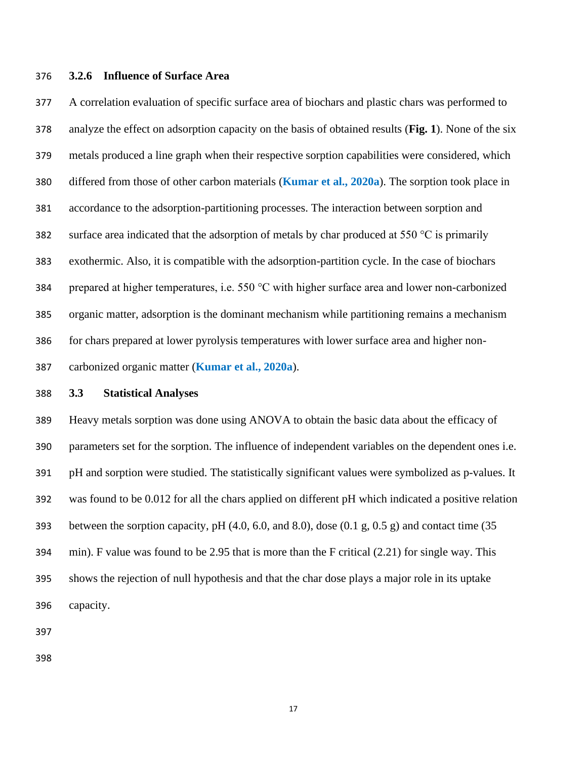### 3.2.6 Influence of Surface Area

A correlation evaluation of specific surface area of biochars and plastic chars was performed to analyze the effect on adsorption capacity on the basis of obtained results (**Fig. 1**). None of the six metals produced a line graph when their respective sorption capabilities were considered, which differed from those of other carbon materials (**Kumar et al., 2020a**). The sorption took place in accordance to the adsorption-partitioning processes. The interaction between sorption and surface area indicated that the adsorption of metals by char produced at 550 °C is primarily exothermic. Also, it is compatible with the adsorption-partition cycle. In the case of biochars prepared at higher temperatures, i.e. 550 °C with higher surface area and lower non-carbonized organic matter, adsorption is the dominant mechanism while partitioning remains a mechanism for chars prepared at lower pyrolysis temperatures with lower surface area and higher non-carbonized organic matter (**Kumar et al., 2020a**).

## 3.3 Statistical Analyses

Heavy metals sorption was done using ANOVA to obtain the basic data about the efficacy of parameters set for the sorption. The influence of independent variables on the dependent ones i.e. pH and sorption were studied. The statistically significant values were symbolized as p-values. It was found to be 0.012 for all the chars applied on different pH which indicated a positive relation between the sorption capacity, pH (4.0, 6.0, and 8.0), dose (0.1 g, 0.5 g) and contact time (35 min). F value was found to be 2.95 that is more than the F critical (2.21) for single way. This shows the rejection of null hypothesis and that the char dose plays a major role in its uptake capacity.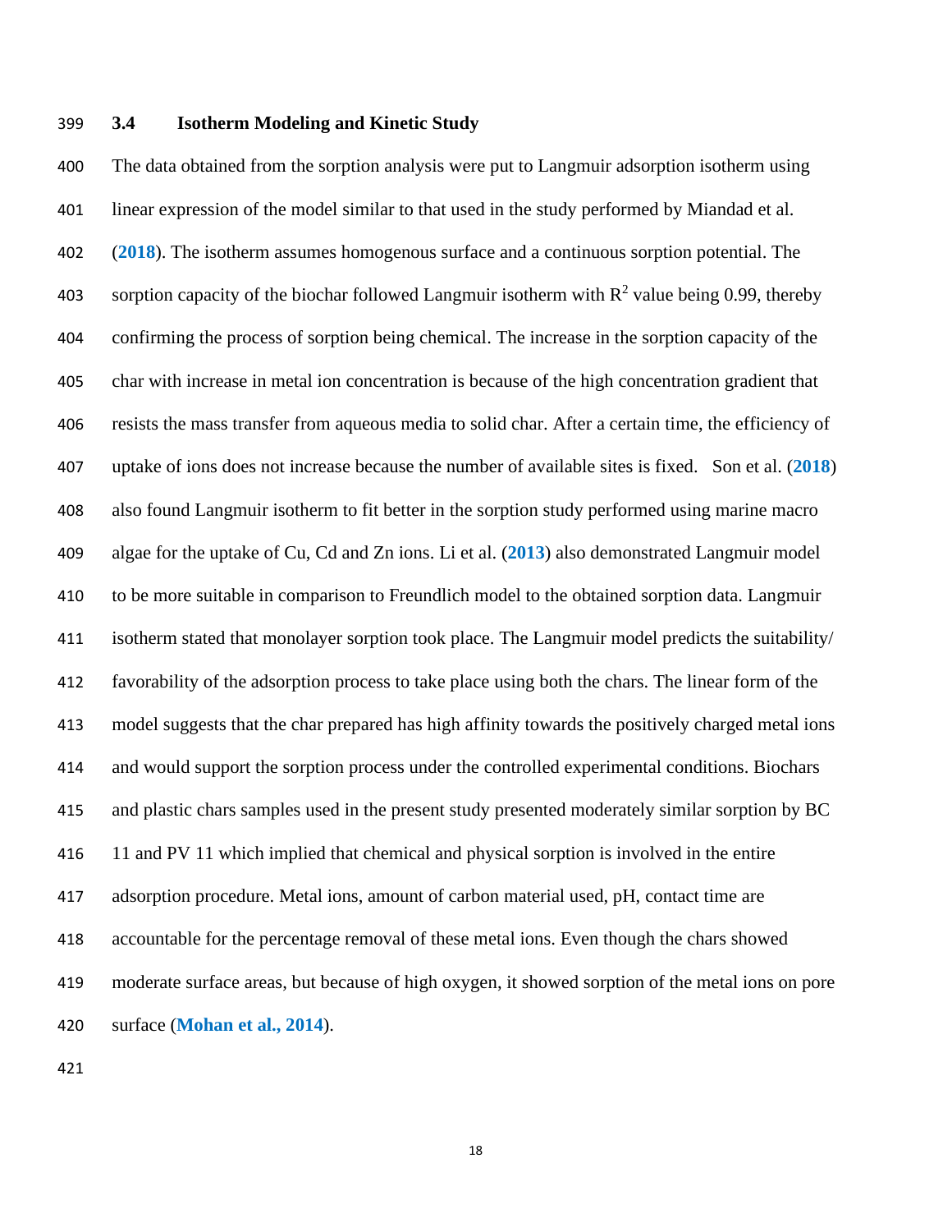### 3.4 Isotherm Modeling and Kinetic Study

The data obtained from the sorption analysis were put to Langmuir adsorption isotherm using linear expression of the model similar to that used in the study performed by Miandad et al. (2018). The isotherm assumes homogenous surface and a continuous sorption potential. The sorption capacity of the biochar followed Langmuir isotherm with $R^2$ value being 0.99, thereby confirming the process of sorption being chemical. The increase in the sorption capacity of the char with increase in metal ion concentration is because of the high concentration gradient that resists the mass transfer from aqueous media to solid char. After a certain time, the efficiency of uptake of ions does not increase because the number of available sites is fixed. Son et al. (2018) also found Langmuir isotherm to fit better in the sorption study performed using marine macro algae for the uptake of Cu, Cd and Zn ions. Li et al. (2013) also demonstrated Langmuir model to be more suitable in comparison to Freundlich model to the obtained sorption data. Langmuir isotherm stated that monolayer sorption took place. The Langmuir model predicts the suitability/ favorability of the adsorption process to take place using both the chars. The linear form of the model suggests that the char prepared has high affinity towards the positively charged metal ions and would support the sorption process under the controlled experimental conditions. Biochars and plastic chars samples used in the present study presented moderately similar sorption by BC 11 and PV 11 which implied that chemical and physical sorption is involved in the entire adsorption procedure. Metal ions, amount of carbon material used, pH, contact time are accountable for the percentage removal of these metal ions. Even though the chars showed moderate surface areas, but because of high oxygen, it showed sorption of the metal ions on pore surface (**Mohan et al., 2014**).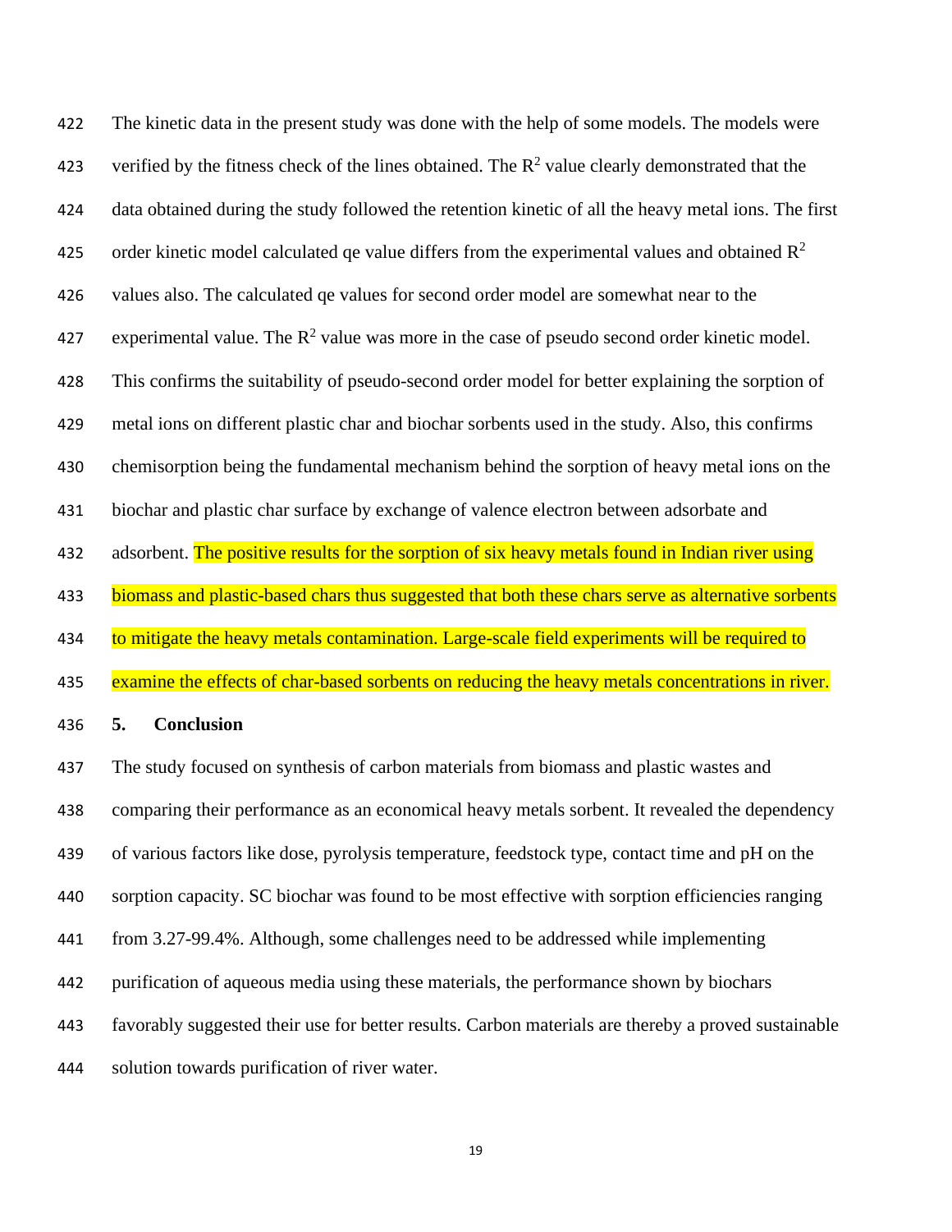The kinetic data in the present study was done with the help of some models. The models were verified by the fitness check of the lines obtained. The $R^2$ value clearly demonstrated that the data obtained during the study followed the retention kinetic of all the heavy metal ions. The first order kinetic model calculated qe value differs from the experimental values and obtained $R^2$ values also. The calculated qe values for second order model are somewhat near to the experimental value. The $R^2$ value was more in the case of pseudo second order kinetic model. This confirms the suitability of pseudo-second order model for better explaining the sorption of metal ions on different plastic char and biochar sorbents used in the study. Also, this confirms chemisorption being the fundamental mechanism behind the sorption of heavy metal ions on the biochar and plastic char surface by exchange of valence electron between adsorbate and adsorbent. The positive results for the sorption of six heavy metals found in Indian river using biomass and plastic-based chars thus suggested that both these chars serve as alternative sorbents to mitigate the heavy metals contamination. Large-scale field experiments will be required to examine the effects of char-based sorbents on reducing the heavy metals concentrations in river.

## 5. Conclusion

The study focused on synthesis of carbon materials from biomass and plastic wastes and comparing their performance as an economical heavy metals sorbent. It revealed the dependency of various factors like dose, pyrolysis temperature, feedstock type, contact time and pH on the sorption capacity. SC biochar was found to be most effective with sorption efficiencies ranging from 3.27-99.4%. Although, some challenges need to be addressed while implementing purification of aqueous media using these materials, the performance shown by biochars favorably suggested their use for better results. Carbon materials are thereby a proved sustainable solution towards purification of river water.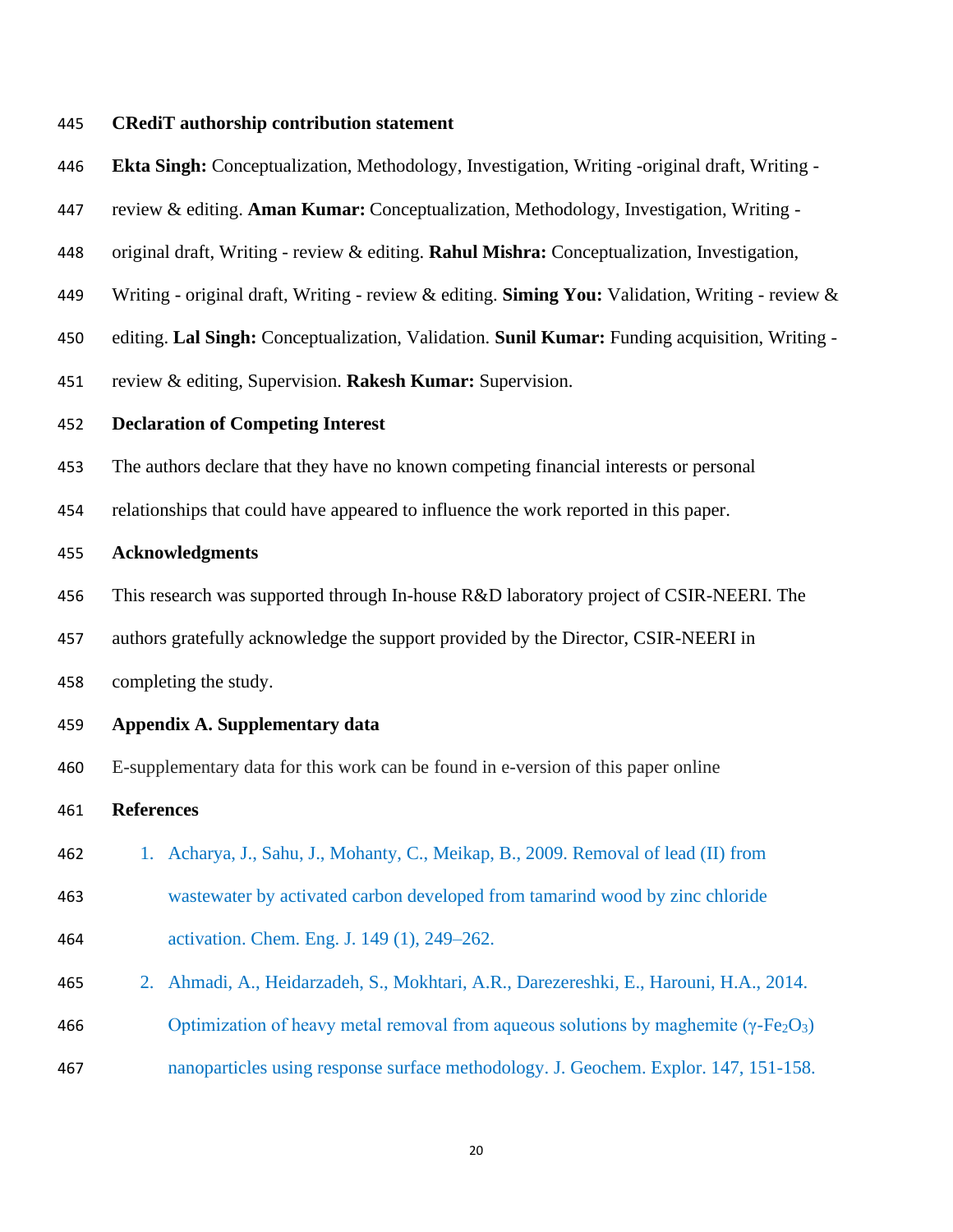**CRediT authorship contribution statement**

**Ekta Singh:** Conceptualization, Methodology, Investigation, Writing -original draft, Writing - review & editing. **Aman Kumar:** Conceptualization, Methodology, Investigation, Writing - original draft, Writing - review & editing. **Rahul Mishra:** Conceptualization, Investigation, Writing - original draft, Writing - review & editing. **Siming You:** Validation, Writing - review & editing. **Lal Singh:** Conceptualization, Validation. **Sunil Kumar:** Funding acquisition, Writing - review & editing, Supervision. **Rakesh Kumar:** Supervision.

**Declaration of Competing Interest**

The authors declare that they have no known competing financial interests or personal relationships that could have appeared to influence the work reported in this paper.

**Acknowledgments**

This research was supported through In-house R&D laboratory project of CSIR-NEERI. The authors gratefully acknowledge the support provided by the Director, CSIR-NEERI in completing the study.

**Appendix A. Supplementary data**

E-supplementary data for this work can be found in e-version of this paper online

**References**

1. Acharya, J., Sahu, J., Mohanty, C., Meikap, B., 2009. Removal of lead (II) from wastewater by activated carbon developed from tamarind wood by zinc chloride activation. Chem. Eng. J. 149 (1), 249–262.
2. Ahmadi, A., Heidarzadeh, S., Mokhtari, A.R., Darezereshki, E., Harouni, H.A., 2014. Optimization of heavy metal removal from aqueous solutions by maghemite ($\gamma$-$Fe_2O_3$) nanoparticles using response surface methodology. J. Geochem. Explor. 147, 151-158.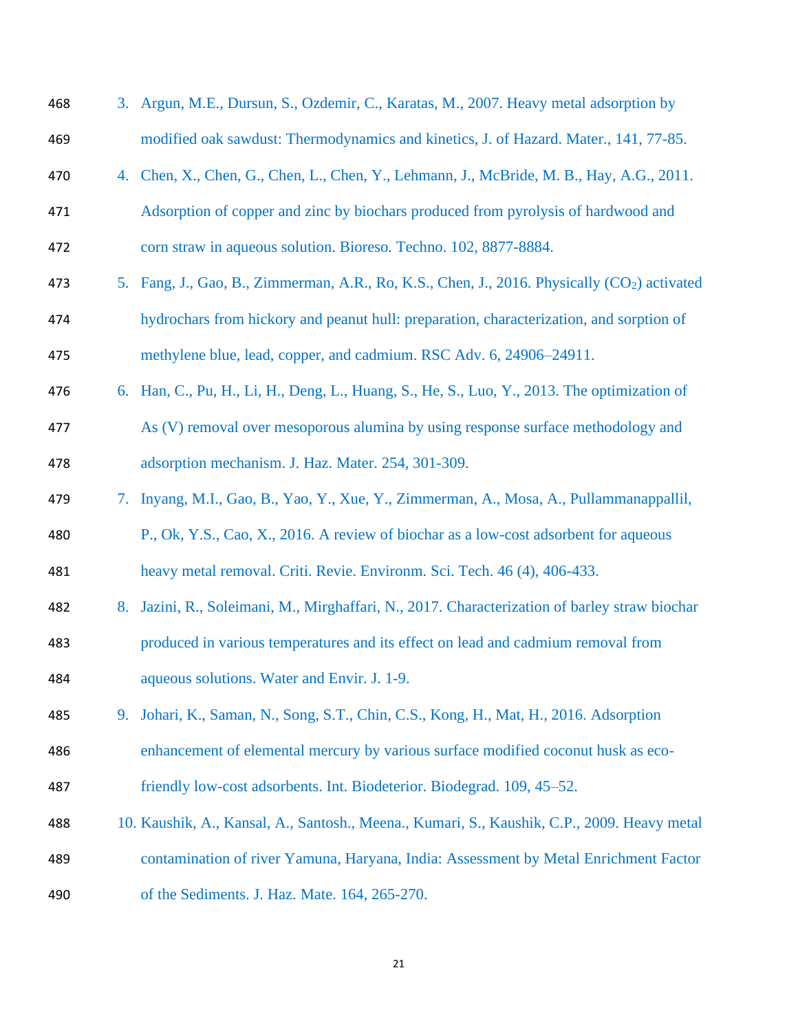3. Argun, M.E., Dursun, S., Ozdemir, C., Karatas, M., 2007. Heavy metal adsorption by modified oak sawdust: Thermodynamics and kinetics, J. of Hazard. Mater., 141, 77-85.
4. Chen, X., Chen, G., Chen, L., Chen, Y., Lehmann, J., McBride, M. B., Hay, A.G., 2011. Adsorption of copper and zinc by biochars produced from pyrolysis of hardwood and corn straw in aqueous solution. Bioreso. Techno. 102, 8877-8884.
5. Fang, J., Gao, B., Zimmerman, A.R., Ro, K.S., Chen, J., 2016. Physically ($CO_2$) activated hydrochars from hickory and peanut hull: preparation, characterization, and sorption of methylene blue, lead, copper, and cadmium. RSC Adv. 6, 24906–24911.
6. Han, C., Pu, H., Li, H., Deng, L., Huang, S., He, S., Luo, Y., 2013. The optimization of As (V) removal over mesoporous alumina by using response surface methodology and adsorption mechanism. J. Haz. Mater. 254, 301-309.
7. Inyang, M.I., Gao, B., Yao, Y., Xue, Y., Zimmerman, A., Mosa, A., Pullammanappallil, P., Ok, Y.S., Cao, X., 2016. A review of biochar as a low-cost adsorbent for aqueous heavy metal removal. Criti. Revie. Environm. Sci. Tech. 46 (4), 406-433.
8. Jazini, R., Soleimani, M., Mirghaffari, N., 2017. Characterization of barley straw biochar produced in various temperatures and its effect on lead and cadmium removal from aqueous solutions. Water and Envir. J. 1-9.
9. Johari, K., Saman, N., Song, S.T., Chin, C.S., Kong, H., Mat, H., 2016. Adsorption enhancement of elemental mercury by various surface modified coconut husk as eco-friendly low-cost adsorbents. Int. Biodeterior. Biodegrad. 109, 45–52.
10. Kaushik, A., Kansal, A., Santosh., Meena., Kumari, S., Kaushik, C.P., 2009. Heavy metal contamination of river Yamuna, Haryana, India: Assessment by Metal Enrichment Factor of the Sediments. J. Haz. Mate. 164, 265-270.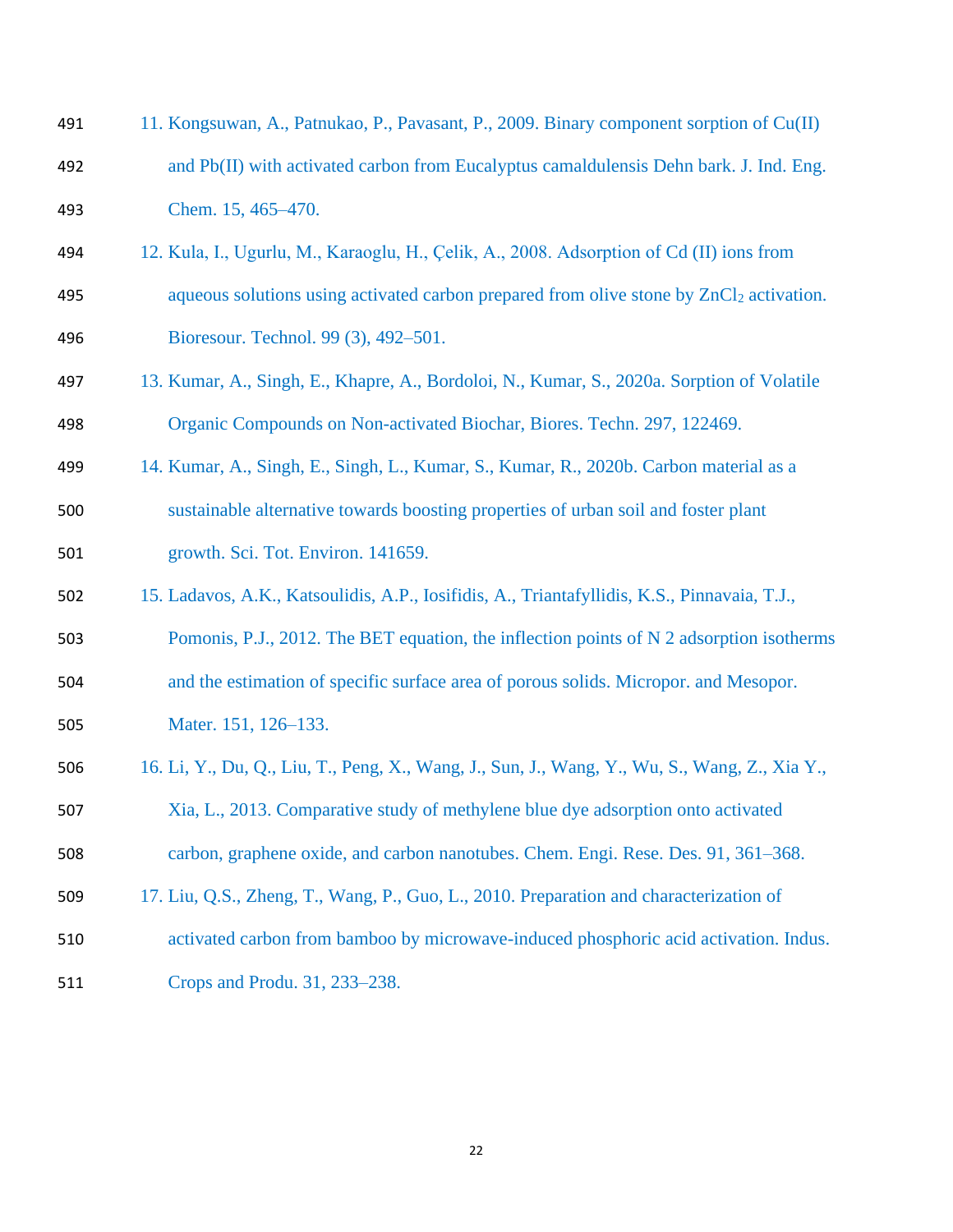11. Kongsuwan, A., Patnukao, P., Pavasant, P., 2009. Binary component sorption of Cu(II) and Pb(II) with activated carbon from Eucalyptus camaldulensis Dehn bark. J. Ind. Eng. Chem. 15, 465–470.
12. Kula, I., Ugurlu, M., Karaoglu, H., Çelik, A., 2008. Adsorption of Cd (II) ions from aqueous solutions using activated carbon prepared from olive stone by $ZnCl_2$ activation. Bioresour. Technol. 99 (3), 492–501.
13. Kumar, A., Singh, E., Khapre, A., Bordoloi, N., Kumar, S., 2020a. Sorption of Volatile Organic Compounds on Non-activated Biochar, Biores. Techn. 297, 122469.
14. Kumar, A., Singh, E., Singh, L., Kumar, S., Kumar, R., 2020b. Carbon material as a sustainable alternative towards boosting properties of urban soil and foster plant growth. Sci. Tot. Environ. 141659.
15. Ladavos, A.K., Katsoulidis, A.P., Iosifidis, A., Triantafyllidis, K.S., Pinnavaia, T.J., Pomonis, P.J., 2012. The BET equation, the inflection points of N 2 adsorption isotherms and the estimation of specific surface area of porous solids. Micropor. and Mesopor. Mater. 151, 126–133.
16. Li, Y., Du, Q., Liu, T., Peng, X., Wang, J., Sun, J., Wang, Y., Wu, S., Wang, Z., Xia Y., Xia, L., 2013. Comparative study of methylene blue dye adsorption onto activated carbon, graphene oxide, and carbon nanotubes. Chem. Engi. Rese. Des. 91, 361–368.
17. Liu, Q.S., Zheng, T., Wang, P., Guo, L., 2010. Preparation and characterization of activated carbon from bamboo by microwave-induced phosphoric acid activation. Indus. Crops and Produ. 31, 233–238.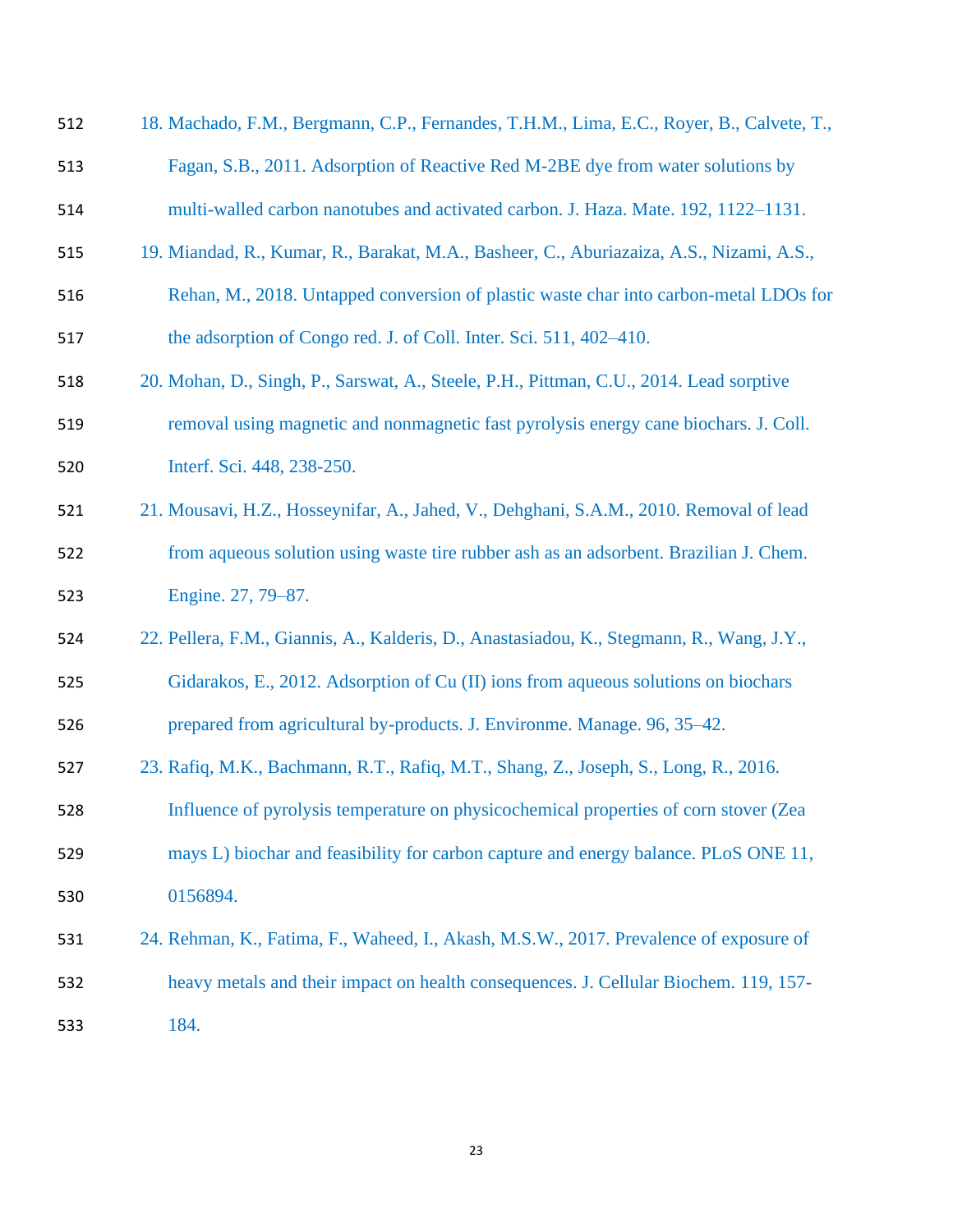18. Machado, F.M., Bergmann, C.P., Fernandes, T.H.M., Lima, E.C., Royer, B., Calvete, T., Fagan, S.B., 2011. Adsorption of Reactive Red M-2BE dye from water solutions by multi-walled carbon nanotubes and activated carbon. J. Haza. Mate. 192, 1122–1131.
19. Miandad, R., Kumar, R., Barakat, M.A., Basheer, C., Aburiazaiza, A.S., Nizami, A.S., Rehan, M., 2018. Untapped conversion of plastic waste char into carbon-metal LDOs for the adsorption of Congo red. J. of Coll. Inter. Sci. 511, 402–410.
20. Mohan, D., Singh, P., Sarswat, A., Steele, P.H., Pittman, C.U., 2014. Lead sorptive removal using magnetic and nonmagnetic fast pyrolysis energy cane biochars. J. Coll. Interf. Sci. 448, 238-250.
21. Mousavi, H.Z., Hosseynifar, A., Jahed, V., Dehghani, S.A.M., 2010. Removal of lead from aqueous solution using waste tire rubber ash as an adsorbent. Brazilian J. Chem. Engine. 27, 79–87.
22. Pellera, F.M., Giannis, A., Kalderis, D., Anastasiadou, K., Stegmann, R., Wang, J.Y., Gidarakos, E., 2012. Adsorption of Cu (II) ions from aqueous solutions on biochars prepared from agricultural by-products. J. Environme. Manage. 96, 35–42.
23. Rafiq, M.K., Bachmann, R.T., Rafiq, M.T., Shang, Z., Joseph, S., Long, R., 2016. Influence of pyrolysis temperature on physicochemical properties of corn stover (Zea mays L) biochar and feasibility for carbon capture and energy balance. PLoS ONE 11, 0156894.
24. Rehman, K., Fatima, F., Waheed, I., Akash, M.S.W., 2017. Prevalence of exposure of heavy metals and their impact on health consequences. J. Cellular Biochem. 119, 157-184.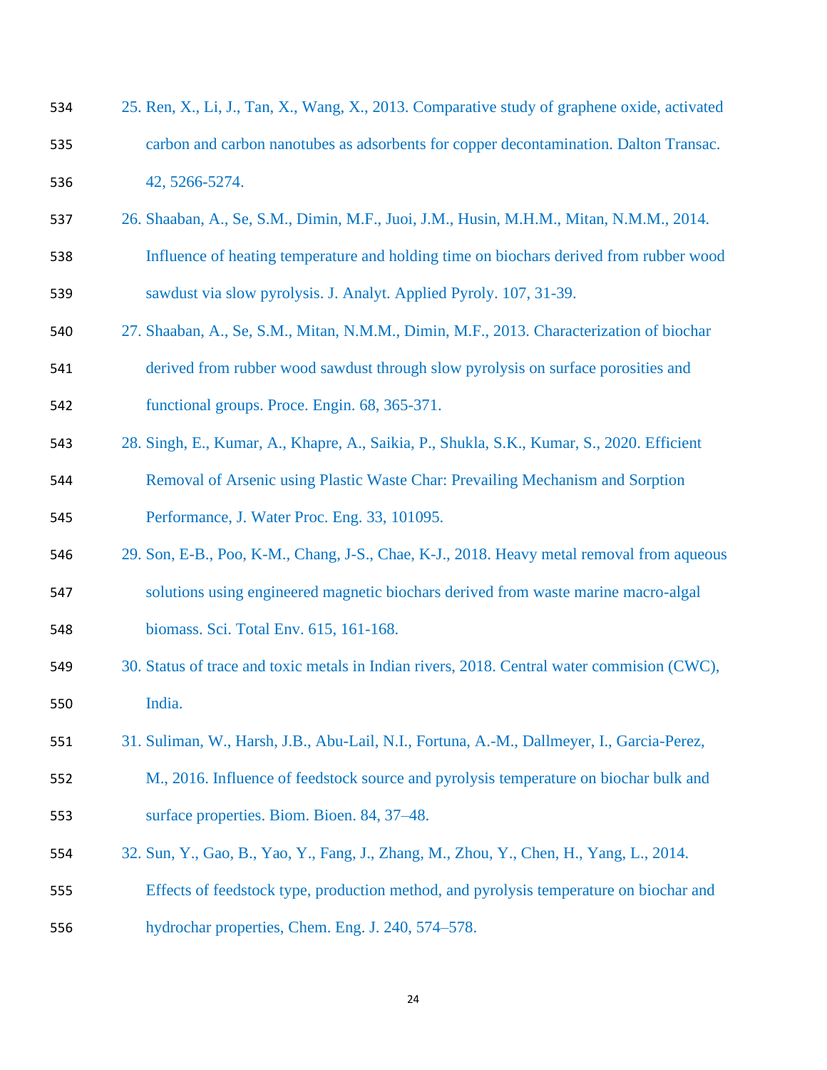25. Ren, X., Li, J., Tan, X., Wang, X., 2013. Comparative study of graphene oxide, activated carbon and carbon nanotubes as adsorbents for copper decontamination. Dalton Transac. 42, 5266-5274.
26. Shaaban, A., Se, S.M., Dimin, M.F., Juoi, J.M., Husin, M.H.M., Mitan, N.M.M., 2014. Influence of heating temperature and holding time on biochars derived from rubber wood sawdust via slow pyrolysis. J. Analyt. Applied Pyroly. 107, 31-39.
27. Shaaban, A., Se, S.M., Mitan, N.M.M., Dimin, M.F., 2013. Characterization of biochar derived from rubber wood sawdust through slow pyrolysis on surface porosities and functional groups. Proce. Engin. 68, 365-371.
28. Singh, E., Kumar, A., Khapre, A., Saikia, P., Shukla, S.K., Kumar, S., 2020. Efficient Removal of Arsenic using Plastic Waste Char: Prevailing Mechanism and Sorption Performance, J. Water Proc. Eng. 33, 101095.
29. Son, E-B., Poo, K-M., Chang, J-S., Chae, K-J., 2018. Heavy metal removal from aqueous solutions using engineered magnetic biochars derived from waste marine macro-algal biomass. Sci. Total Env. 615, 161-168.
30. Status of trace and toxic metals in Indian rivers, 2018. Central water commision (CWC), India.
31. Suliman, W., Harsh, J.B., Abu-Lail, N.I., Fortuna, A.-M., Dallmeyer, I., Garcia-Perez, M., 2016. Influence of feedstock source and pyrolysis temperature on biochar bulk and surface properties. Biom. Bioen. 84, 37–48.
32. Sun, Y., Gao, B., Yao, Y., Fang, J., Zhang, M., Zhou, Y., Chen, H., Yang, L., 2014. Effects of feedstock type, production method, and pyrolysis temperature on biochar and hydrochar properties, Chem. Eng. J. 240, 574–578.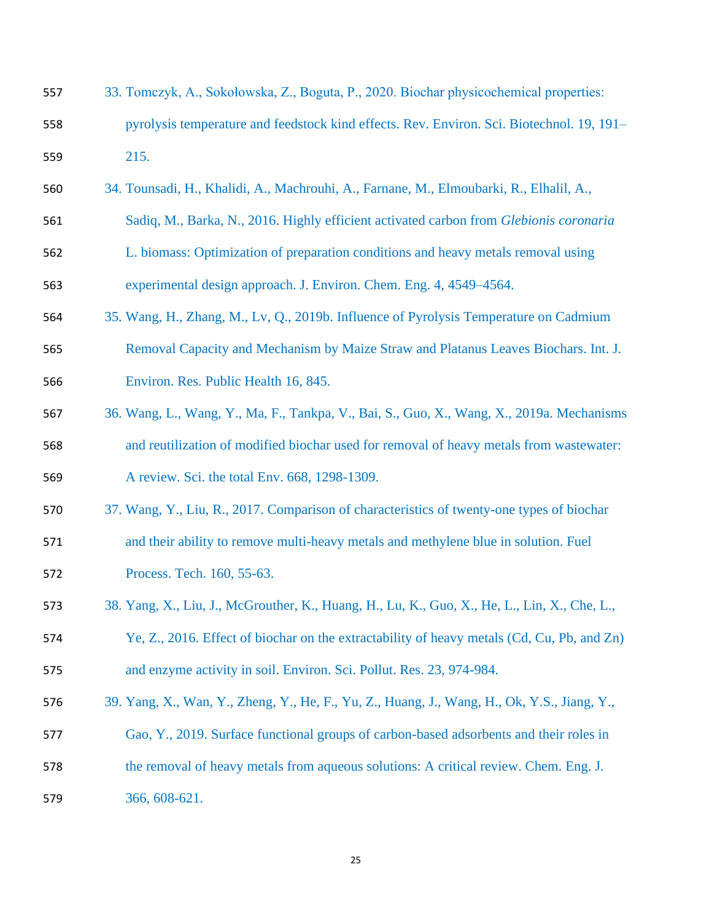33. Tomczyk, A., Sokołowska, Z., Boguta, P., 2020. Biochar physicochemical properties: pyrolysis temperature and feedstock kind effects. Rev. Environ. Sci. Biotechnol. 19, 191–215.
34. Tounsadi, H., Khalidi, A., Machrouhi, A., Farnane, M., Elmoubarki, R., Elhalil, A., Sadiq, M., Barka, N., 2016. Highly efficient activated carbon from *Glebionis coronaria* L. biomass: Optimization of preparation conditions and heavy metals removal using experimental design approach. J. Environ. Chem. Eng. 4, 4549–4564.
35. Wang, H., Zhang, M., Lv, Q., 2019b. Influence of Pyrolysis Temperature on Cadmium Removal Capacity and Mechanism by Maize Straw and Platanus Leaves Biochars. Int. J. Environ. Res. Public Health 16, 845.
36. Wang, L., Wang, Y., Ma, F., Tankpa, V., Bai, S., Guo, X., Wang, X., 2019a. Mechanisms and reutilization of modified biochar used for removal of heavy metals from wastewater: A review. Sci. the total Env. 668, 1298-1309.
37. Wang, Y., Liu, R., 2017. Comparison of characteristics of twenty-one types of biochar and their ability to remove multi-heavy metals and methylene blue in solution. Fuel Process. Tech. 160, 55-63.
38. Yang, X., Liu, J., McGrouther, K., Huang, H., Lu, K., Guo, X., He, L., Lin, X., Che, L., Ye, Z., 2016. Effect of biochar on the extractability of heavy metals (Cd, Cu, Pb, and Zn) and enzyme activity in soil. Environ. Sci. Pollut. Res. 23, 974-984.
39. Yang, X., Wan, Y., Zheng, Y., He, F., Yu, Z., Huang, J., Wang, H., Ok, Y.S., Jiang, Y., Gao, Y., 2019. Surface functional groups of carbon-based adsorbents and their roles in the removal of heavy metals from aqueous solutions: A critical review. Chem. Eng. J. 366, 608-621.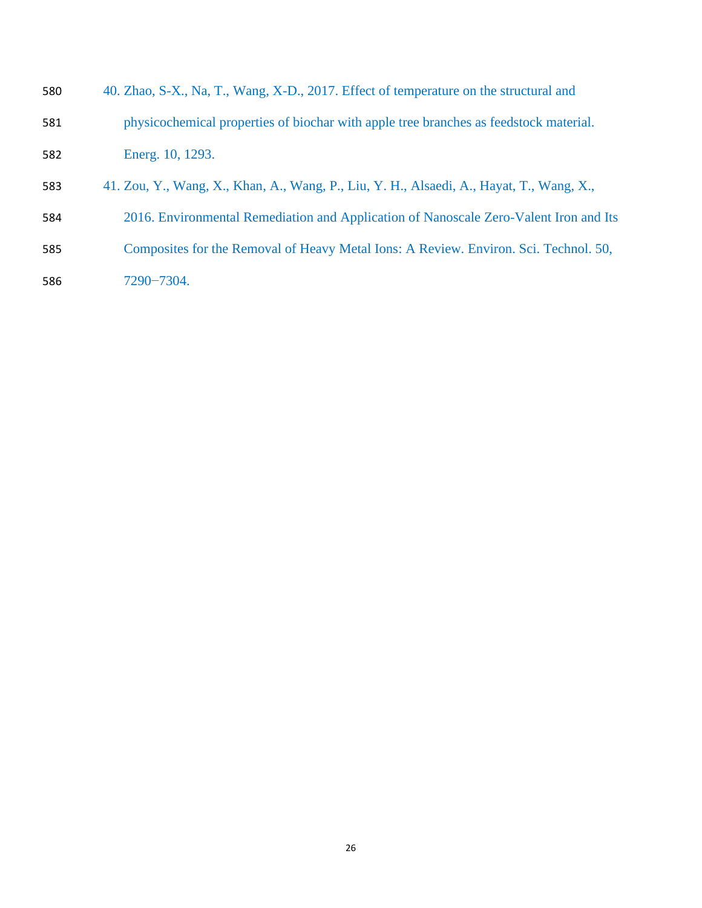40. Zhao, S-X., Na, T., Wang, X-D., 2017. Effect of temperature on the structural and physicochemical properties of biochar with apple tree branches as feedstock material. Energ. 10, 1293.
41. Zou, Y., Wang, X., Khan, A., Wang, P., Liu, Y. H., Alsaedi, A., Hayat, T., Wang, X., 2016. Environmental Remediation and Application of Nanoscale Zero-Valent Iron and Its Composites for the Removal of Heavy Metal Ions: A Review. Environ. Sci. Technol. 50, 7290−7304.